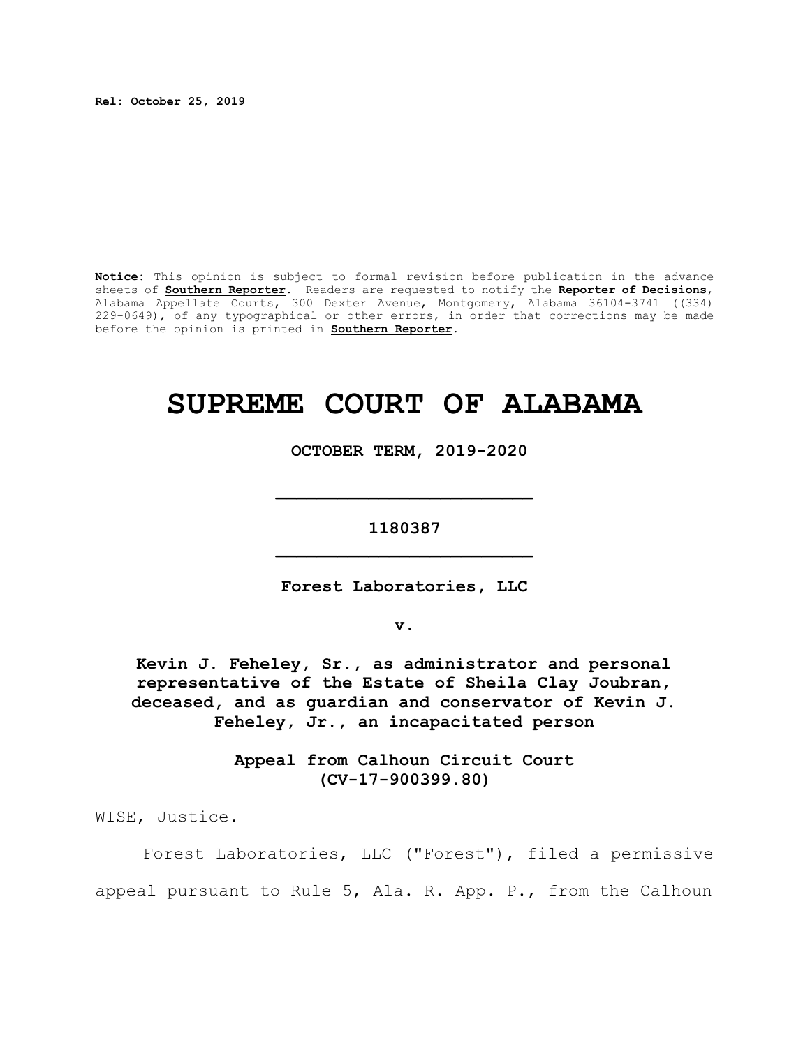**Rel: October 25, 2019**

**Notice:** This opinion is subject to formal revision before publication in the advance sheets of **Southern Reporter**. Readers are requested to notify the **Reporter of Decisions**, Alabama Appellate Courts, 300 Dexter Avenue, Montgomery, Alabama 36104-3741 ((334) 229-0649), of any typographical or other errors, in order that corrections may be made before the opinion is printed in **Southern Reporter**.

# SUPREME COURT OF ALABAMA

**OCTOBER TERM, 2019-2020**

**1180387**

**Forest Laboratories, LLC**

**v.**

**Kevin J. Feheley, Sr., as administrator and personal representative of the Estate of Sheila Clay Joubran, deceased, and as guardian and conservator of Kevin J. Feheley, Jr., an incapacitated person**

**Appeal from Calhoun Circuit Court (CV-17-900399.80)**

WISE, Justice.

Forest Laboratories, LLC ("Forest"), filed a permissive appeal pursuant to Rule 5, Ala. R. App. P., from the Calhoun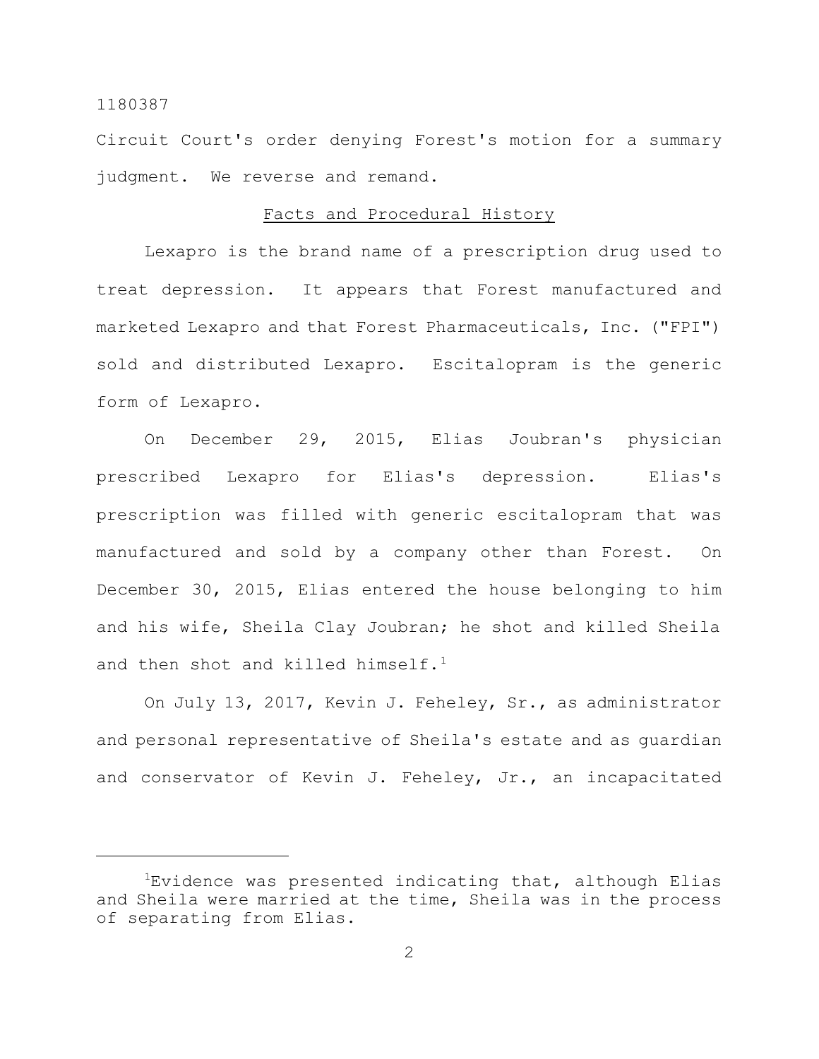Circuit Court's order denying Forest's motion for a summary judgment. We reverse and remand.

## Facts and Procedural History

Lexapro is the brand name of a prescription drug used to treat depression. It appears that Forest manufactured and marketed Lexapro and that Forest Pharmaceuticals, Inc. ("FPI") sold and distributed Lexapro. Escitalopram is the generic form of Lexapro.

On December 29, 2015, Elias Joubran's physician prescribed Lexapro for Elias's depression. Elias's prescription was filled with generic escitalopram that was manufactured and sold by a company other than Forest. On December 30, 2015, Elias entered the house belonging to him and his wife, Sheila Clay Joubran; he shot and killed Sheila and then shot and killed himself.[1]

On July 13, 2017, Kevin J. Feheley, Sr., as administrator and personal representative of Sheila's estate and as guardian and conservator of Kevin J. Feheley, Jr., an incapacitated

---

[1]Evidence was presented indicating that, although Elias and Sheila were married at the time, Sheila was in the process of separating from Elias.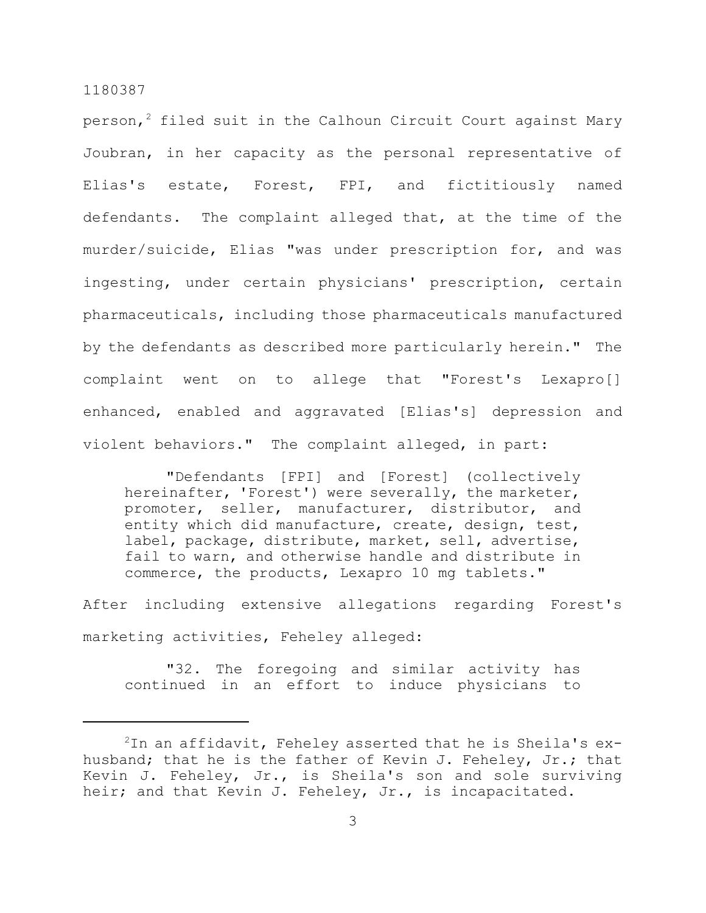person,[2] filed suit in the Calhoun Circuit Court against Mary Joubran, in her capacity as the personal representative of Elias's estate, Forest, FPI, and fictitiously named defendants. The complaint alleged that, at the time of the murder/suicide, Elias "was under prescription for, and was ingesting, under certain physicians' prescription, certain pharmaceuticals, including those pharmaceuticals manufactured by the defendants as described more particularly herein." The complaint went on to allege that "Forest's Lexapro[] enhanced, enabled and aggravated [Elias's] depression and violent behaviors." The complaint alleged, in part:

> "Defendants [FPI] and [Forest] (collectively hereinafter, 'Forest') were severally, the marketer, promoter, seller, manufacturer, distributor, and entity which did manufacture, create, design, test, label, package, distribute, market, sell, advertise, fail to warn, and otherwise handle and distribute in commerce, the products, Lexapro 10 mg tablets."

After including extensive allegations regarding Forest's marketing activities, Feheley alleged:

> "32. The foregoing and similar activity has continued in an effort to induce physicians to

---

[2] In an affidavit, Feheley asserted that he is Sheila's ex-husband; that he is the father of Kevin J. Feheley, Jr.; that Kevin J. Feheley, Jr., is Sheila's son and sole surviving heir; and that Kevin J. Feheley, Jr., is incapacitated.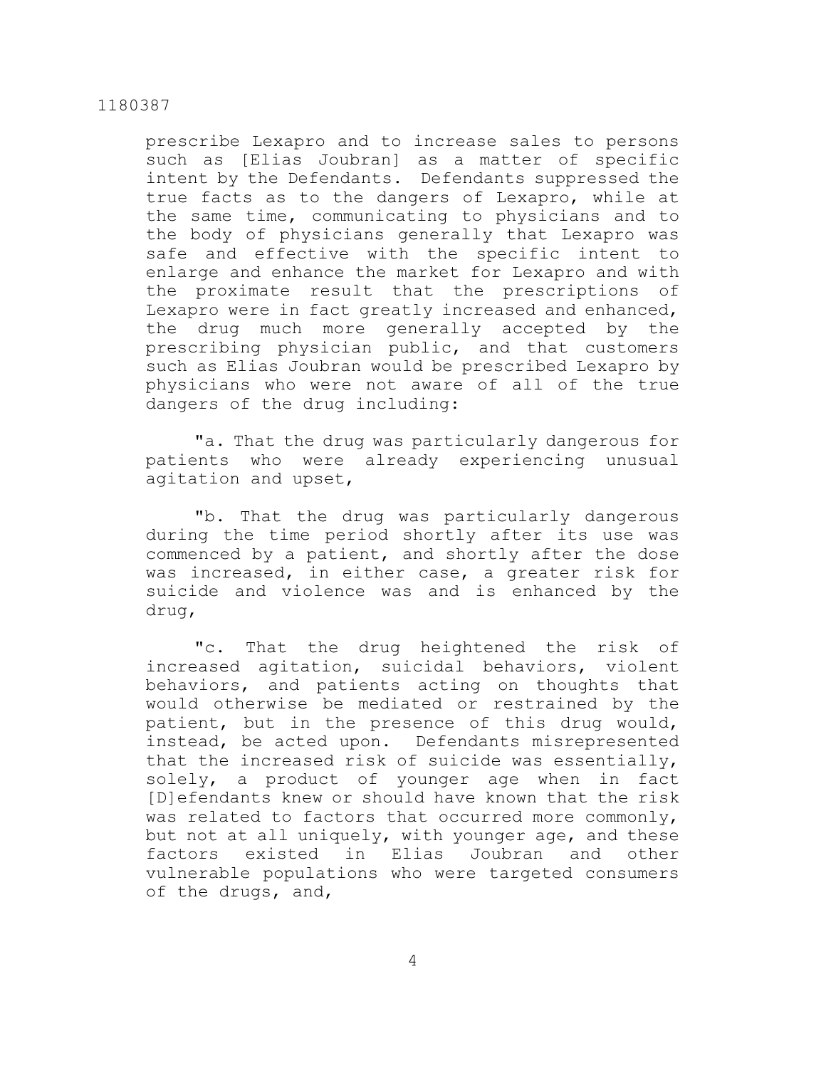prescribe Lexapro and to increase sales to persons such as [Elias Joubran] as a matter of specific intent by the Defendants. Defendants suppressed the true facts as to the dangers of Lexapro, while at the same time, communicating to physicians and to the body of physicians generally that Lexapro was safe and effective with the specific intent to enlarge and enhance the market for Lexapro and with the proximate result that the prescriptions of Lexapro were in fact greatly increased and enhanced, the drug much more generally accepted by the prescribing physician public, and that customers such as Elias Joubran would be prescribed Lexapro by physicians who were not aware of all of the true dangers of the drug including:

"a. That the drug was particularly dangerous for patients who were already experiencing unusual agitation and upset,

"b. That the drug was particularly dangerous during the time period shortly after its use was commenced by a patient, and shortly after the dose was increased, in either case, a greater risk for suicide and violence was and is enhanced by the drug,

"c. That the drug heightened the risk of increased agitation, suicidal behaviors, violent behaviors, and patients acting on thoughts that would otherwise be mediated or restrained by the patient, but in the presence of this drug would, instead, be acted upon. Defendants misrepresented that the increased risk of suicide was essentially, solely, a product of younger age when in fact [D]efendants knew or should have known that the risk was related to factors that occurred more commonly, but not at all uniquely, with younger age, and these factors existed in Elias Joubran and other vulnerable populations who were targeted consumers of the drugs, and,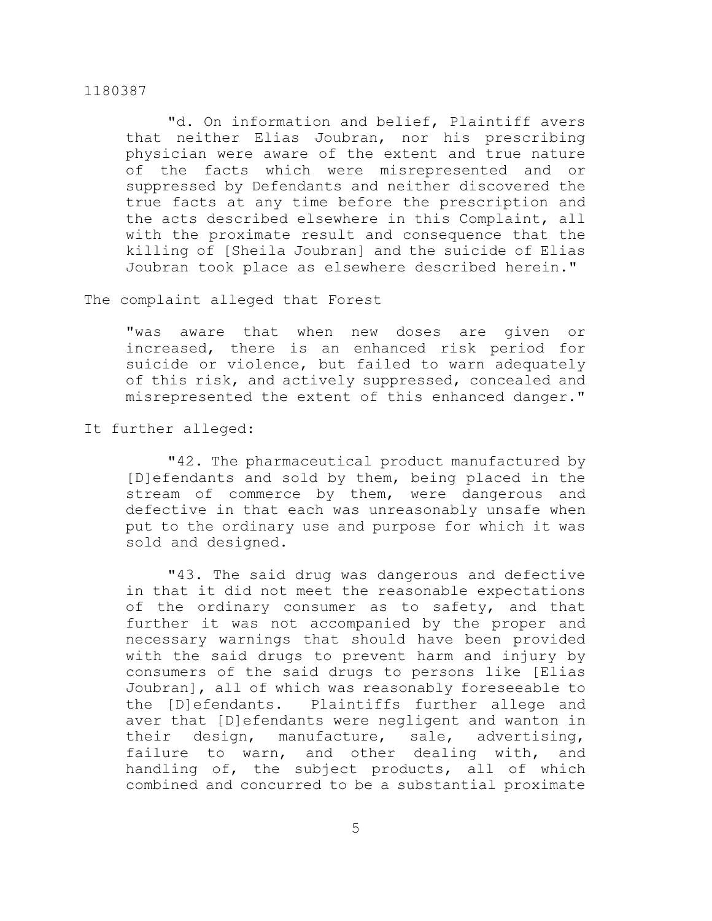"d. On information and belief, Plaintiff avers that neither Elias Joubran, nor his prescribing physician were aware of the extent and true nature of the facts which were misrepresented and or suppressed by Defendants and neither discovered the true facts at any time before the prescription and the acts described elsewhere in this Complaint, all with the proximate result and consequence that the killing of [Sheila Joubran] and the suicide of Elias Joubran took place as elsewhere described herein."

The complaint alleged that Forest

> "was aware that when new doses are given or increased, there is an enhanced risk period for suicide or violence, but failed to warn adequately of this risk, and actively suppressed, concealed and misrepresented the extent of this enhanced danger."

It further alleged:

> "42. The pharmaceutical product manufactured by [D]efendants and sold by them, being placed in the stream of commerce by them, were dangerous and defective in that each was unreasonably unsafe when put to the ordinary use and purpose for which it was sold and designed.
>
> "43. The said drug was dangerous and defective in that it did not meet the reasonable expectations of the ordinary consumer as to safety, and that further it was not accompanied by the proper and necessary warnings that should have been provided with the said drugs to prevent harm and injury by consumers of the said drugs to persons like [Elias Joubran], all of which was reasonably foreseeable to the [D]efendants. Plaintiffs further allege and aver that [D]efendants were negligent and wanton in their design, manufacture, sale, advertising, failure to warn, and other dealing with, and handling of, the subject products, all of which combined and concurred to be a substantial proximate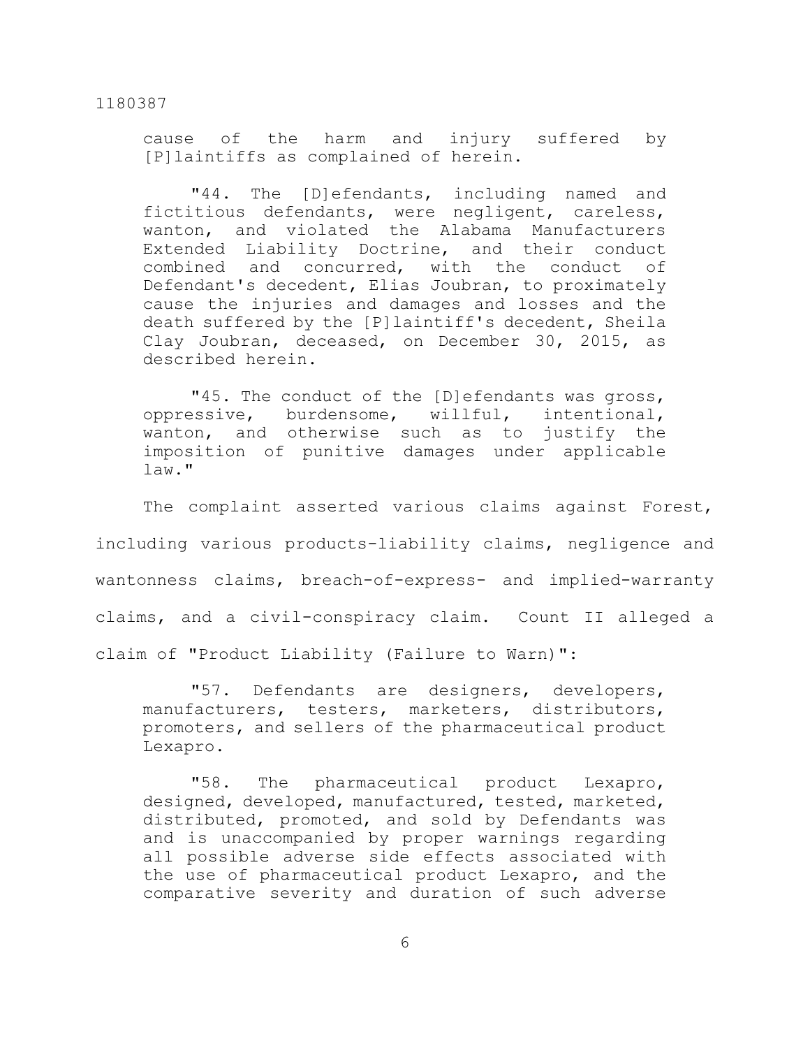cause of the harm and injury suffered by [P]laintiffs as complained of herein.

> "44. The [D]efendants, including named and fictitious defendants, were negligent, careless, wanton, and violated the Alabama Manufacturers Extended Liability Doctrine, and their conduct combined and concurred, with the conduct of Defendant's decedent, Elias Joubran, to proximately cause the injuries and damages and losses and the death suffered by the [P]laintiff's decedent, Sheila Clay Joubran, deceased, on December 30, 2015, as described herein.
>
> "45. The conduct of the [D]efendants was gross, oppressive, burdensome, willful, intentional, wanton, and otherwise such as to justify the imposition of punitive damages under applicable law."

The complaint asserted various claims against Forest, including various products-liability claims, negligence and wantonness claims, breach-of-express- and implied-warranty claims, and a civil-conspiracy claim. Count II alleged a claim of "Product Liability (Failure to Warn)":

> "57. Defendants are designers, developers, manufacturers, testers, marketers, distributors, promoters, and sellers of the pharmaceutical product Lexapro.
>
> "58. The pharmaceutical product Lexapro, designed, developed, manufactured, tested, marketed, distributed, promoted, and sold by Defendants was and is unaccompanied by proper warnings regarding all possible adverse side effects associated with the use of pharmaceutical product Lexapro, and the comparative severity and duration of such adverse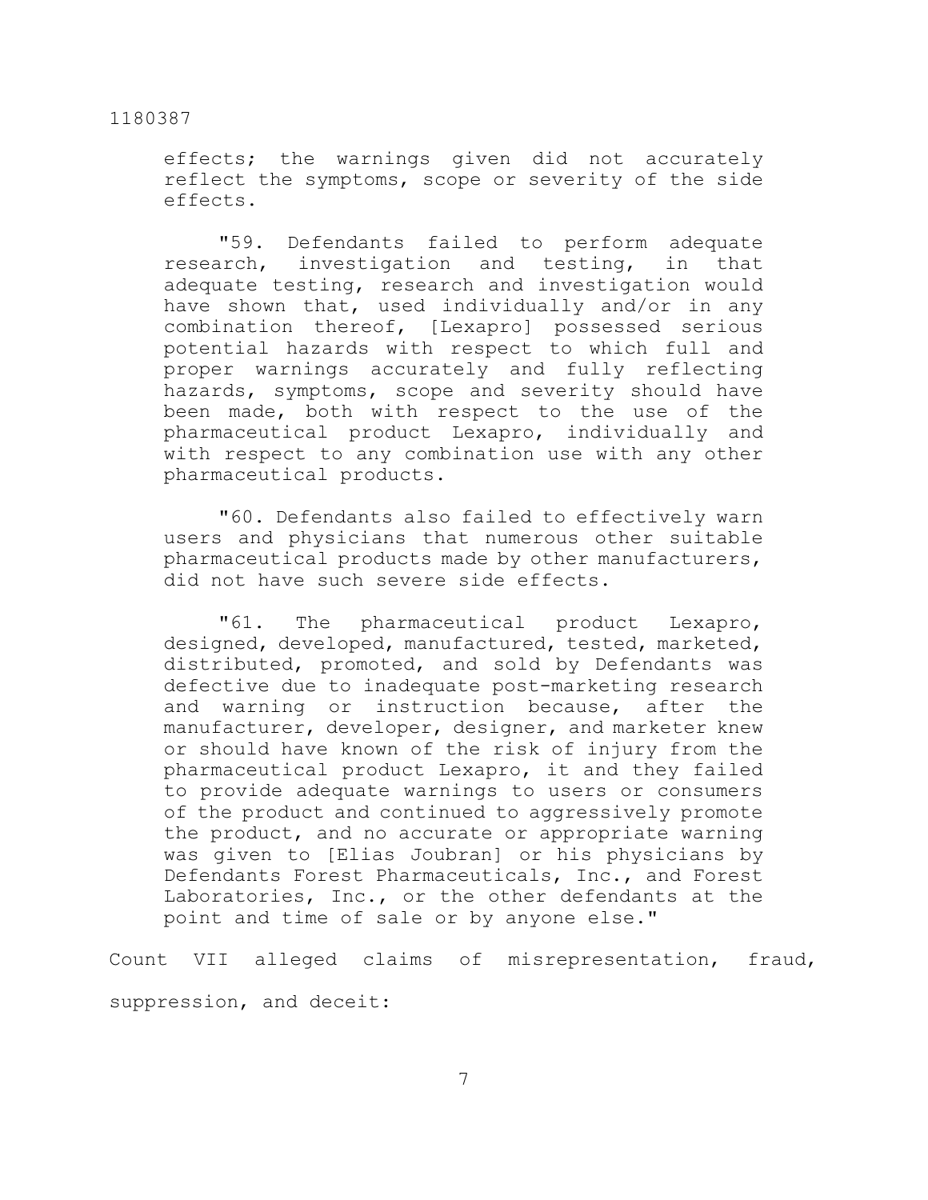effects; the warnings given did not accurately reflect the symptoms, scope or severity of the side effects.

"59. Defendants failed to perform adequate research, investigation and testing, in that adequate testing, research and investigation would have shown that, used individually and/or in any combination thereof, [Lexapro] possessed serious potential hazards with respect to which full and proper warnings accurately and fully reflecting hazards, symptoms, scope and severity should have been made, both with respect to the use of the pharmaceutical product Lexapro, individually and with respect to any combination use with any other pharmaceutical products.

"60. Defendants also failed to effectively warn users and physicians that numerous other suitable pharmaceutical products made by other manufacturers, did not have such severe side effects.

"61. The pharmaceutical product Lexapro, designed, developed, manufactured, tested, marketed, distributed, promoted, and sold by Defendants was defective due to inadequate post-marketing research and warning or instruction because, after the manufacturer, developer, designer, and marketer knew or should have known of the risk of injury from the pharmaceutical product Lexapro, it and they failed to provide adequate warnings to users or consumers of the product and continued to aggressively promote the product, and no accurate or appropriate warning was given to [Elias Joubran] or his physicians by Defendants Forest Pharmaceuticals, Inc., and Forest Laboratories, Inc., or the other defendants at the point and time of sale or by anyone else."

Count VII alleged claims of misrepresentation, fraud, suppression, and deceit: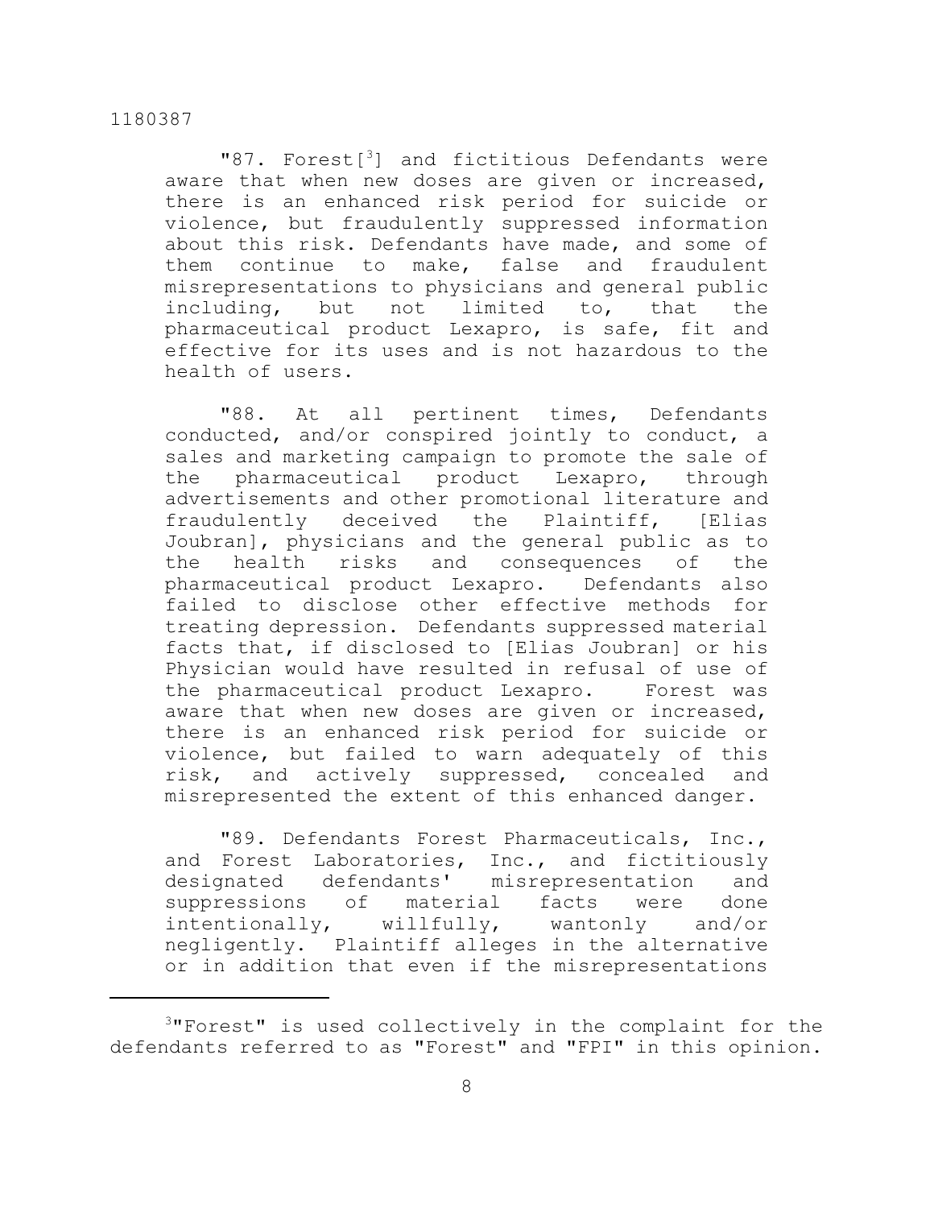"87. Forest[3] and fictitious Defendants were aware that when new doses are given or increased, there is an enhanced risk period for suicide or violence, but fraudulently suppressed information about this risk. Defendants have made, and some of them continue to make, false and fraudulent misrepresentations to physicians and general public including, but not limited to, that the pharmaceutical product Lexapro, is safe, fit and effective for its uses and is not hazardous to the health of users.

"88. At all pertinent times, Defendants conducted, and/or conspired jointly to conduct, a sales and marketing campaign to promote the sale of the pharmaceutical product Lexapro, through advertisements and other promotional literature and fraudulently deceived the Plaintiff, [Elias Joubran], physicians and the general public as to the health risks and consequences of the pharmaceutical product Lexapro. Defendants also failed to disclose other effective methods for treating depression. Defendants suppressed material facts that, if disclosed to [Elias Joubran] or his Physician would have resulted in refusal of use of the pharmaceutical product Lexapro. Forest was aware that when new doses are given or increased, there is an enhanced risk period for suicide or violence, but failed to warn adequately of this risk, and actively suppressed, concealed and misrepresented the extent of this enhanced danger.

"89. Defendants Forest Pharmaceuticals, Inc., and Forest Laboratories, Inc., and fictitiously designated defendants' misrepresentation and suppressions of material facts were done intentionally, willfully, wantonly and/or negligently. Plaintiff alleges in the alternative or in addition that even if the misrepresentations

---

[3] "Forest" is used collectively in the complaint for the defendants referred to as "Forest" and "FPI" in this opinion.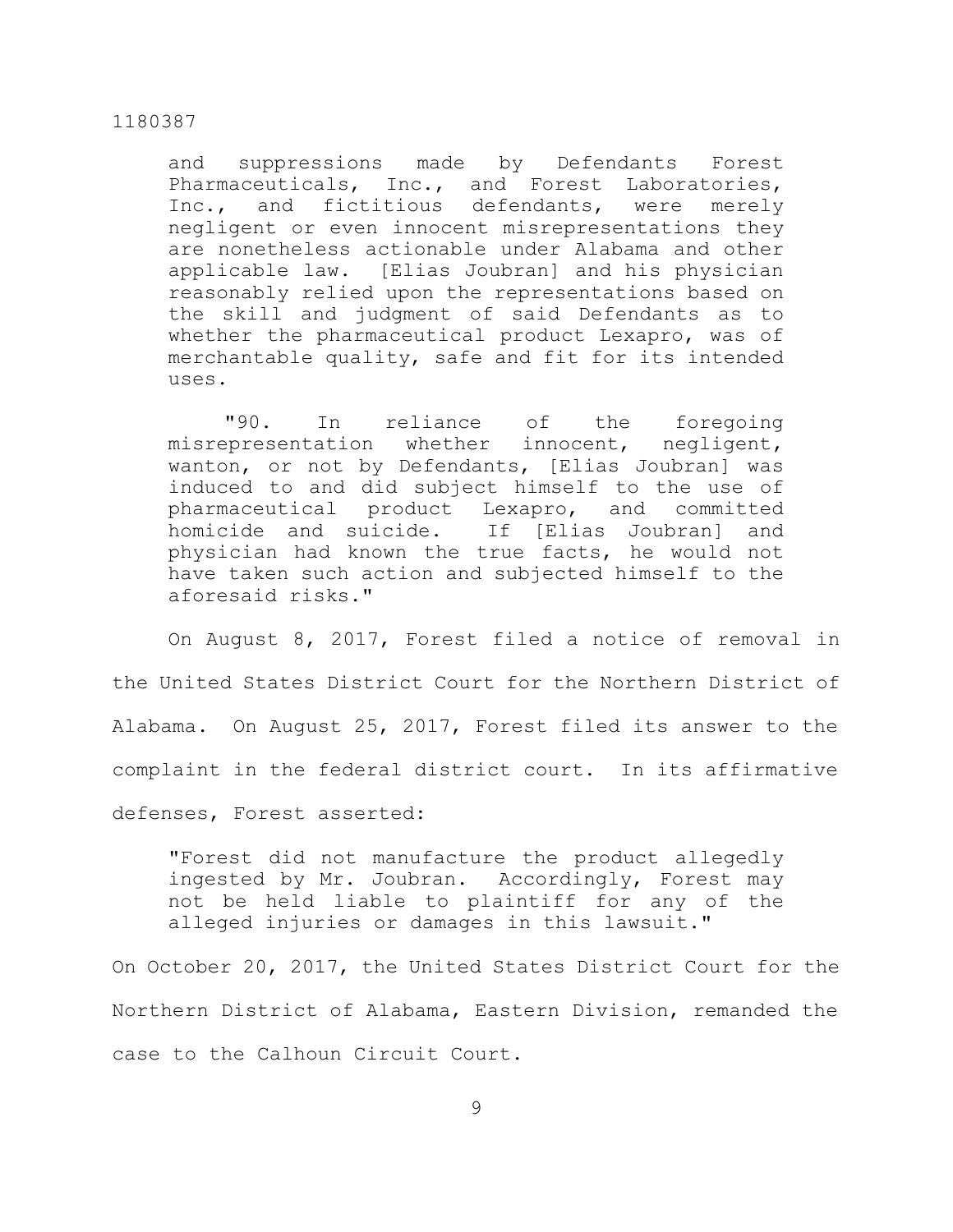and suppressions made by Defendants Forest Pharmaceuticals, Inc., and Forest Laboratories, Inc., and fictitious defendants, were merely negligent or even innocent misrepresentations they are nonetheless actionable under Alabama and other applicable law. [Elias Joubran] and his physician reasonably relied upon the representations based on the skill and judgment of said Defendants as to whether the pharmaceutical product Lexapro, was of merchantable quality, safe and fit for its intended uses.

> "90. In reliance of the foregoing misrepresentation whether innocent, negligent, wanton, or not by Defendants, [Elias Joubran] was induced to and did subject himself to the use of pharmaceutical product Lexapro, and committed homicide and suicide. If [Elias Joubran] and physician had known the true facts, he would not have taken such action and subjected himself to the aforesaid risks."

On August 8, 2017, Forest filed a notice of removal in the United States District Court for the Northern District of Alabama. On August 25, 2017, Forest filed its answer to the complaint in the federal district court. In its affirmative defenses, Forest asserted:

> "Forest did not manufacture the product allegedly ingested by Mr. Joubran. Accordingly, Forest may not be held liable to plaintiff for any of the alleged injuries or damages in this lawsuit."

On October 20, 2017, the United States District Court for the Northern District of Alabama, Eastern Division, remanded the case to the Calhoun Circuit Court.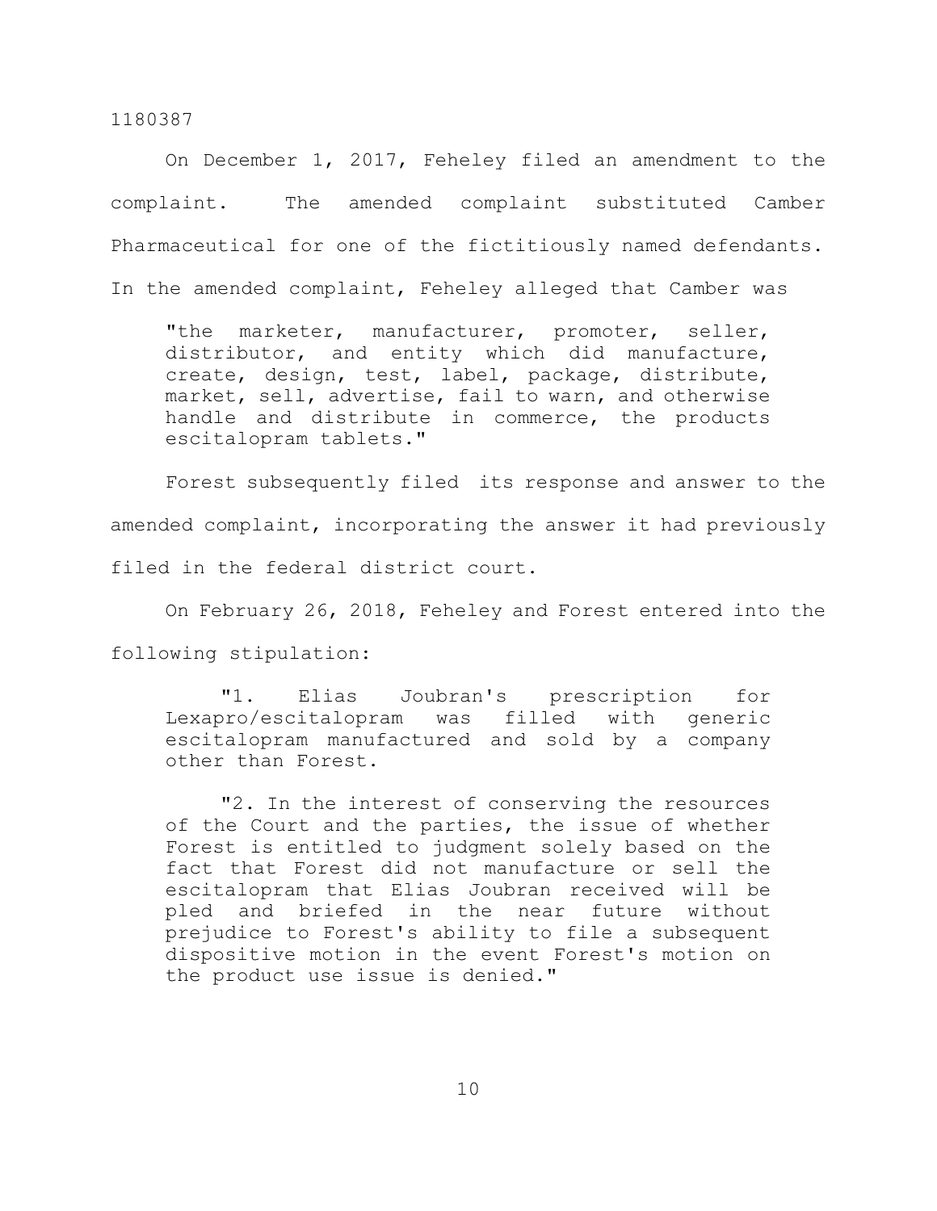On December 1, 2017, Feheley filed an amendment to the complaint. The amended complaint substituted Camber Pharmaceutical for one of the fictitiously named defendants. In the amended complaint, Feheley alleged that Camber was

> "the marketer, manufacturer, promoter, seller, distributor, and entity which did manufacture, create, design, test, label, package, distribute, market, sell, advertise, fail to warn, and otherwise handle and distribute in commerce, the products escitalopram tablets."

Forest subsequently filed its response and answer to the amended complaint, incorporating the answer it had previously filed in the federal district court.

On February 26, 2018, Feheley and Forest entered into the following stipulation:

> "1. Elias Joubran's prescription for Lexapro/escitalopram was filled with generic escitalopram manufactured and sold by a company other than Forest.
>
> "2. In the interest of conserving the resources of the Court and the parties, the issue of whether Forest is entitled to judgment solely based on the fact that Forest did not manufacture or sell the escitalopram that Elias Joubran received will be pled and briefed in the near future without prejudice to Forest's ability to file a subsequent dispositive motion in the event Forest's motion on the product use issue is denied."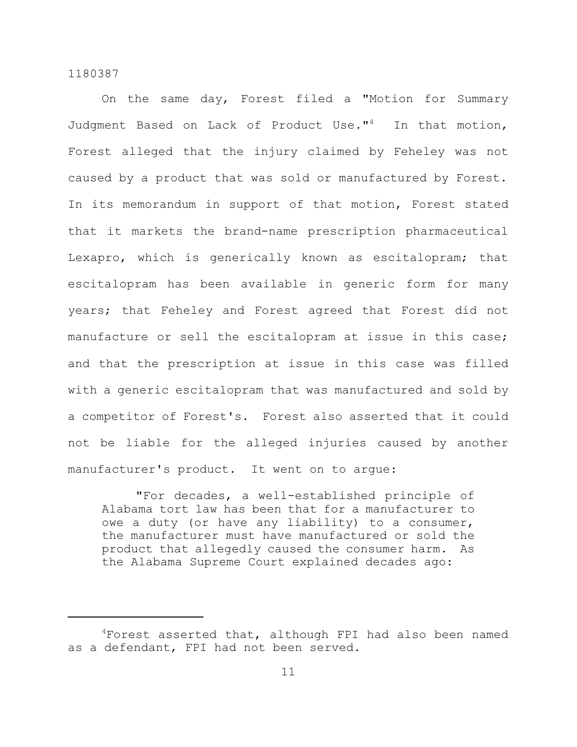On the same day, Forest filed a "Motion for Summary Judgment Based on Lack of Product Use."[4] In that motion, Forest alleged that the injury claimed by Feheley was not caused by a product that was sold or manufactured by Forest. In its memorandum in support of that motion, Forest stated that it markets the brand-name prescription pharmaceutical Lexapro, which is generically known as escitalopram; that escitalopram has been available in generic form for many years; that Feheley and Forest agreed that Forest did not manufacture or sell the escitalopram at issue in this case; and that the prescription at issue in this case was filled with a generic escitalopram that was manufactured and sold by a competitor of Forest's. Forest also asserted that it could not be liable for the alleged injuries caused by another manufacturer's product. It went on to argue:

> "For decades, a well-established principle of Alabama tort law has been that for a manufacturer to owe a duty (or have any liability) to a consumer, the manufacturer must have manufactured or sold the product that allegedly caused the consumer harm. As the Alabama Supreme Court explained decades ago:

---

[4]Forest asserted that, although FPI had also been named as a defendant, FPI had not been served.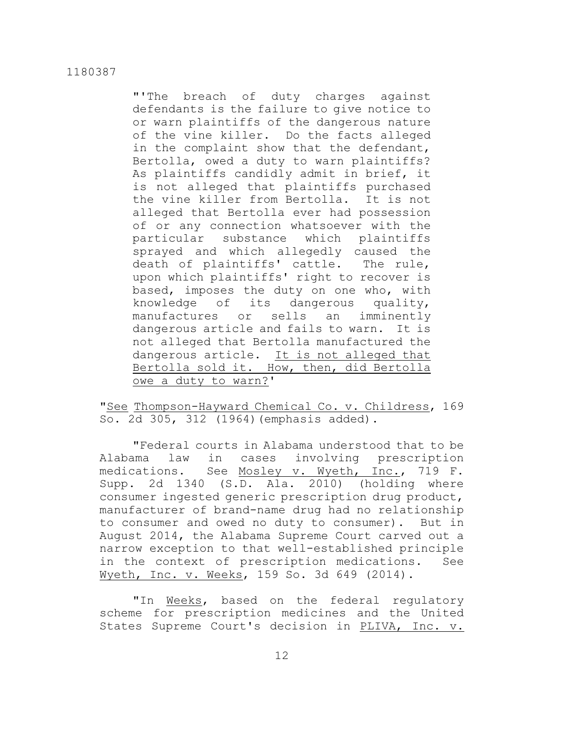> "'The breach of duty charges against defendants is the failure to give notice to or warn plaintiffs of the dangerous nature of the vine killer. Do the facts alleged in the complaint show that the defendant, Bertolla, owed a duty to warn plaintiffs? As plaintiffs candidly admit in brief, it is not alleged that plaintiffs purchased the vine killer from Bertolla. It is not alleged that Bertolla ever had possession of or any connection whatsoever with the particular substance which plaintiffs sprayed and which allegedly caused the death of plaintiffs' cattle. The rule, upon which plaintiffs' right to recover is based, imposes the duty on one who, with knowledge of its dangerous quality, manufactures or sells an imminently dangerous article and fails to warn. It is not alleged that Bertolla manufactured the dangerous article. <u>It is not alleged that Bertolla sold it. How, then, did Bertolla owe a duty to warn?</u>'

"<u>See</u> <u>Thompson-Hayward Chemical Co. v. Childress</u>, 169 So. 2d 305, 312 (1964)(emphasis added).

"Federal courts in Alabama understood that to be Alabama law in cases involving prescription medications. See <u>Mosley v. Wyeth, Inc.</u>, 719 F. Supp. 2d 1340 (S.D. Ala. 2010) (holding where consumer ingested generic prescription drug product, manufacturer of brand-name drug had no relationship to consumer and owed no duty to consumer). But in August 2014, the Alabama Supreme Court carved out a narrow exception to that well-established principle in the context of prescription medications. See <u>Wyeth, Inc. v. Weeks</u>, 159 So. 3d 649 (2014).

"In <u>Weeks</u>, based on the federal regulatory scheme for prescription medicines and the United States Supreme Court's decision in <u>PLIVA, Inc. v.</u>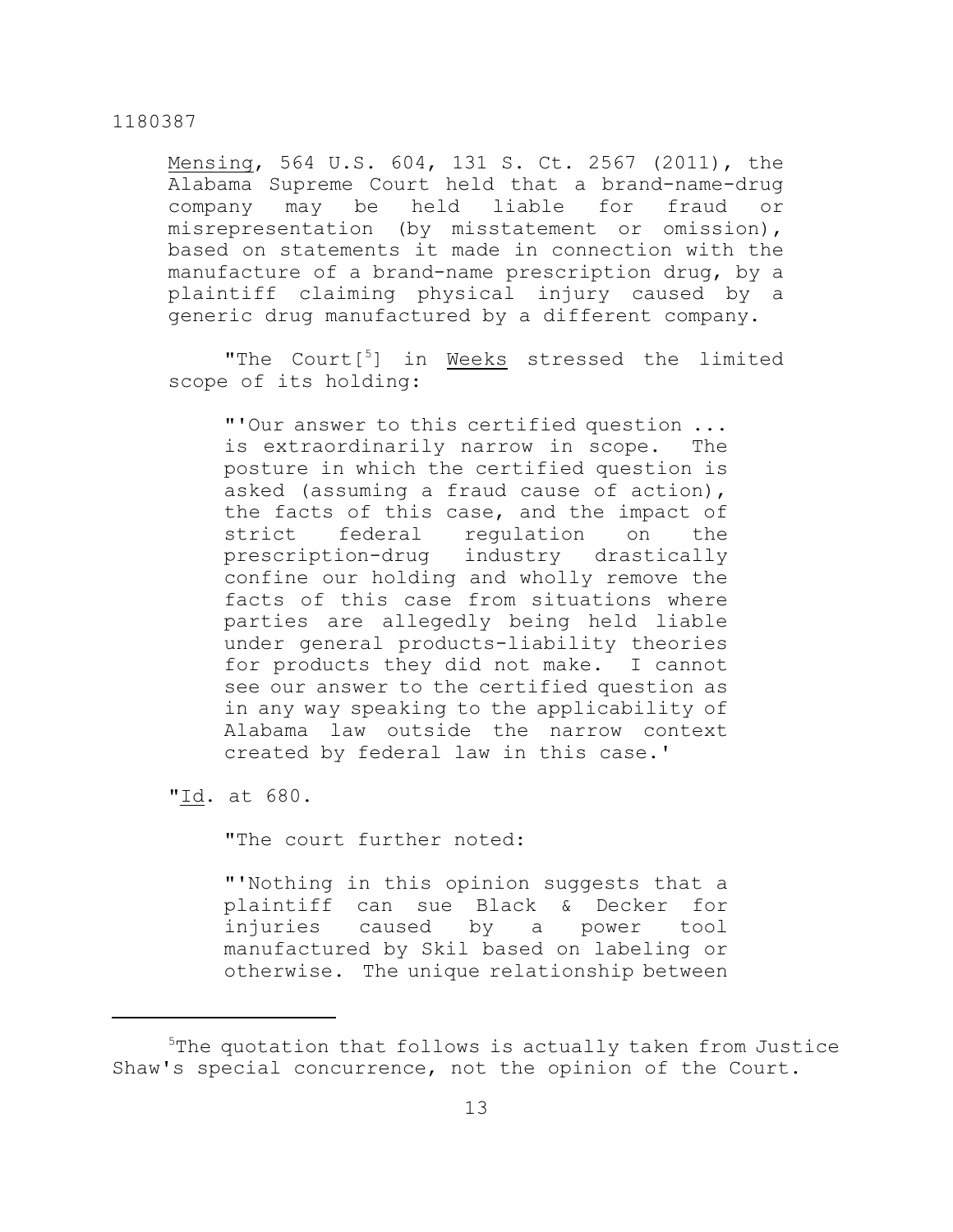Mensing, 564 U.S. 604, 131 S. Ct. 2567 (2011), the Alabama Supreme Court held that a brand-name-drug company may be held liable for fraud or misrepresentation (by misstatement or omission), based on statements it made in connection with the manufacture of a brand-name prescription drug, by a plaintiff claiming physical injury caused by a generic drug manufactured by a different company.

"The Court[5] in Weeks stressed the limited scope of its holding:

> "'Our answer to this certified question ... is extraordinarily narrow in scope. The posture in which the certified question is asked (assuming a fraud cause of action), the facts of this case, and the impact of strict federal regulation on the prescription-drug industry drastically confine our holding and wholly remove the facts of this case from situations where parties are allegedly being held liable under general products-liability theories for products they did not make. I cannot see our answer to the certified question as in any way speaking to the applicability of Alabama law outside the narrow context created by federal law in this case.'

"Id. at 680.

"The court further noted:

> "'Nothing in this opinion suggests that a plaintiff can sue Black & Decker for injuries caused by a power tool manufactured by Skil based on labeling or otherwise. The unique relationship between

---

[5] The quotation that follows is actually taken from Justice Shaw's special concurrence, not the opinion of the Court.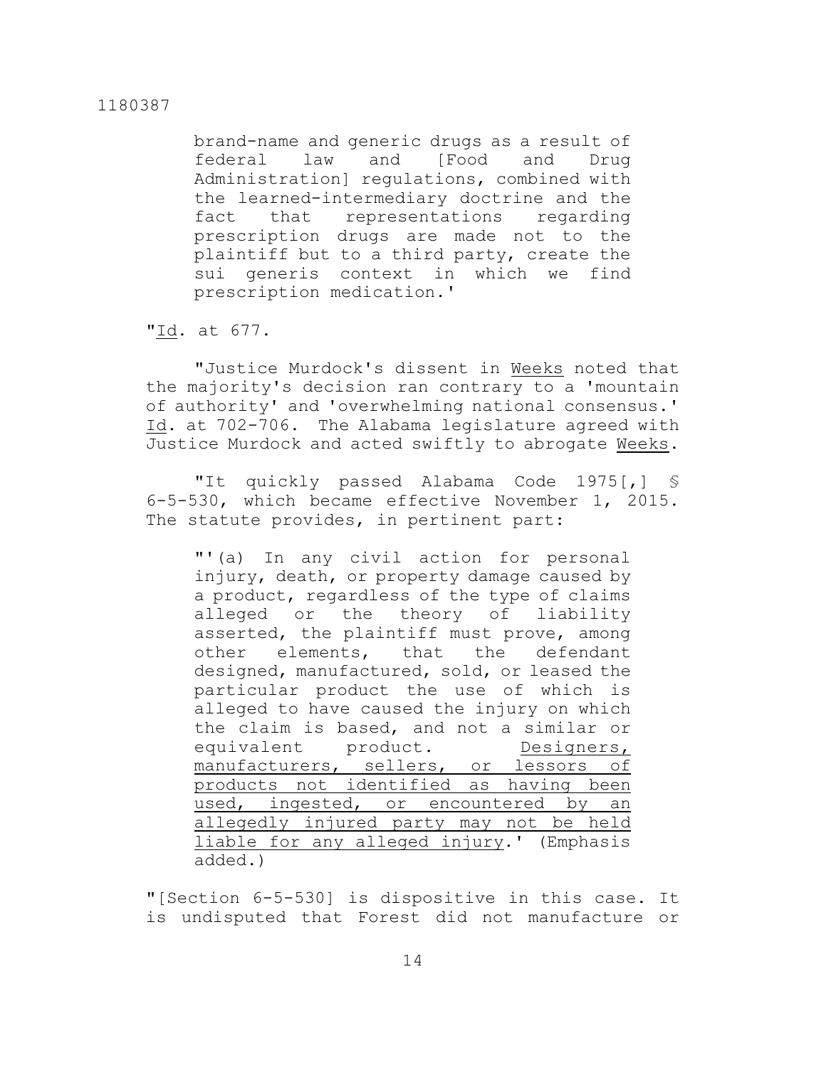brand-name and generic drugs as a result of federal law and [Food and Drug Administration] regulations, combined with the learned-intermediary doctrine and the fact that representations regarding prescription drugs are made not to the plaintiff but to a third party, create the sui generis context in which we find prescription medication.'

"Id. at 677.

"Justice Murdock's dissent in Weeks noted that the majority's decision ran contrary to a 'mountain of authority' and 'overwhelming national consensus.' Id. at 702-706. The Alabama legislature agreed with Justice Murdock and acted swiftly to abrogate Weeks.

"It quickly passed Alabama Code 1975[,] § 6-5-530, which became effective November 1, 2015. The statute provides, in pertinent part:

> "'(a) In any civil action for personal injury, death, or property damage caused by a product, regardless of the type of claims alleged or the theory of liability asserted, the plaintiff must prove, among other elements, that the defendant designed, manufactured, sold, or leased the particular product the use of which is alleged to have caused the injury on which the claim is based, and not a similar or equivalent product. Designers, manufacturers, sellers, or lessors of products not identified as having been used, ingested, or encountered by an allegedly injured party may not be held liable for any alleged injury.' (Emphasis added.)

"[Section 6-5-530] is dispositive in this case. It is undisputed that Forest did not manufacture or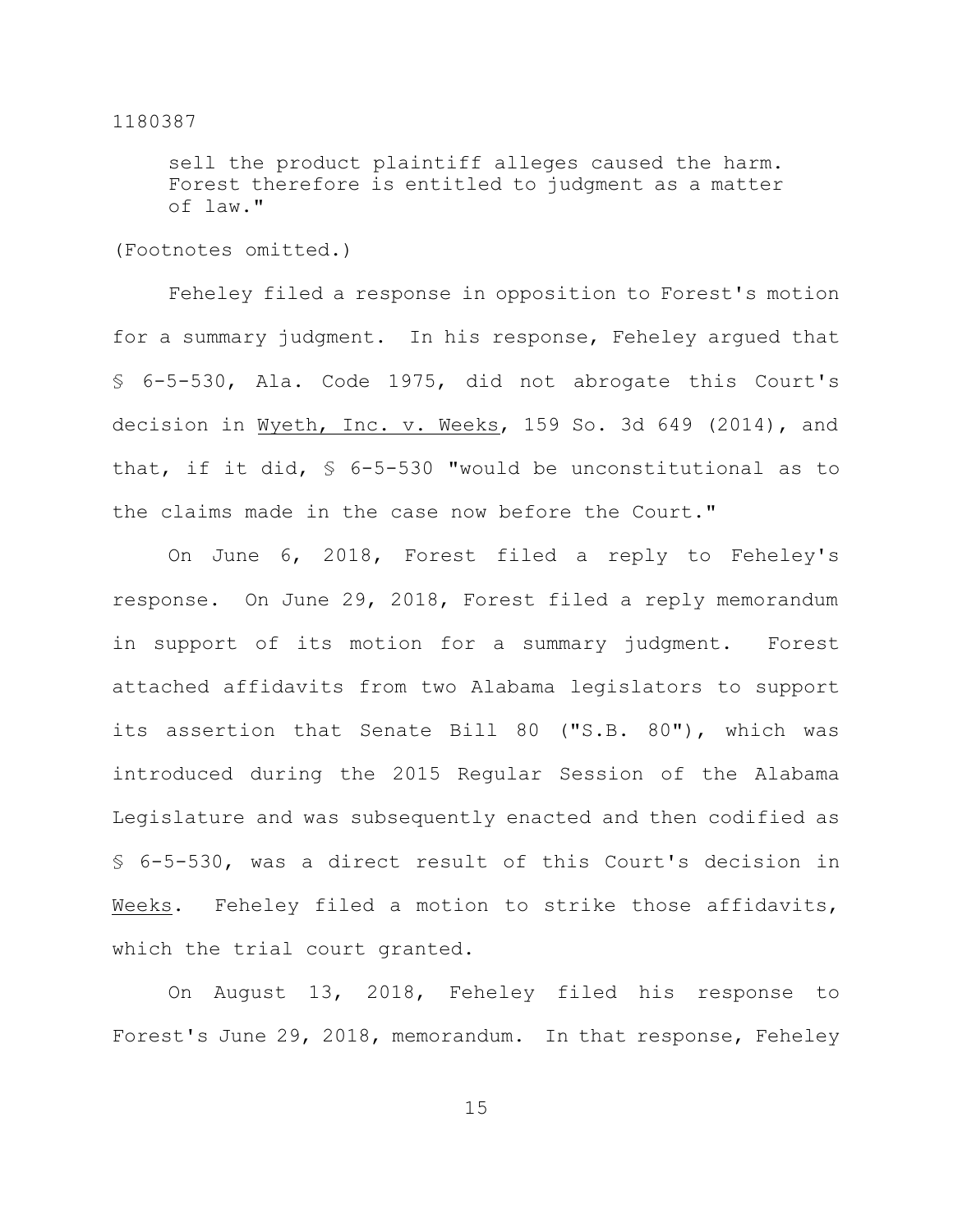> sell the product plaintiff alleges caused the harm. Forest therefore is entitled to judgment as a matter of law."

(Footnotes omitted.)

Feheley filed a response in opposition to Forest's motion for a summary judgment. In his response, Feheley argued that § 6-5-530, Ala. Code 1975, did not abrogate this Court's decision in Wyeth, Inc. v. Weeks, 159 So. 3d 649 (2014), and that, if it did, § 6-5-530 "would be unconstitutional as to the claims made in the case now before the Court."

On June 6, 2018, Forest filed a reply to Feheley's response. On June 29, 2018, Forest filed a reply memorandum in support of its motion for a summary judgment. Forest attached affidavits from two Alabama legislators to support its assertion that Senate Bill 80 ("S.B. 80"), which was introduced during the 2015 Regular Session of the Alabama Legislature and was subsequently enacted and then codified as § 6-5-530, was a direct result of this Court's decision in Weeks. Feheley filed a motion to strike those affidavits, which the trial court granted.

On August 13, 2018, Feheley filed his response to Forest's June 29, 2018, memorandum. In that response, Feheley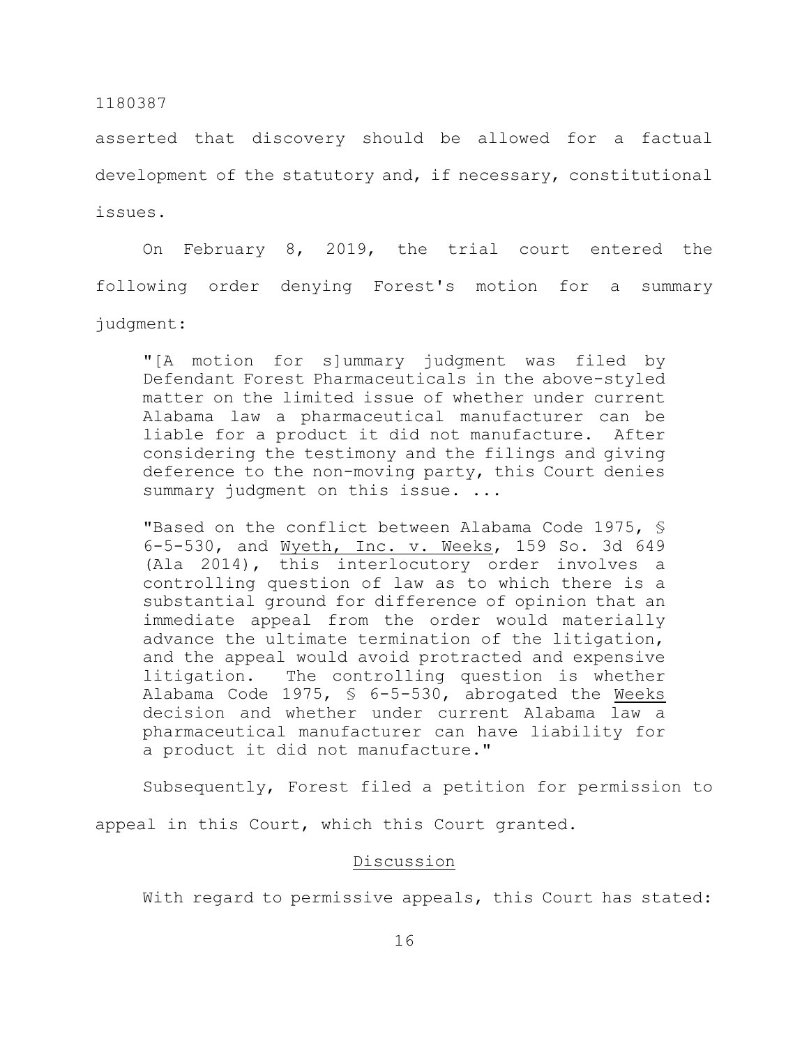asserted that discovery should be allowed for a factual development of the statutory and, if necessary, constitutional issues.

On February 8, 2019, the trial court entered the following order denying Forest's motion for a summary judgment:

> "[A motion for s]ummary judgment was filed by Defendant Forest Pharmaceuticals in the above-styled matter on the limited issue of whether under current Alabama law a pharmaceutical manufacturer can be liable for a product it did not manufacture. After considering the testimony and the filings and giving deference to the non-moving party, this Court denies summary judgment on this issue. ...
>
> "Based on the conflict between Alabama Code 1975, § 6-5-530, and Wyeth, Inc. v. Weeks, 159 So. 3d 649 (Ala 2014), this interlocutory order involves a controlling question of law as to which there is a substantial ground for difference of opinion that an immediate appeal from the order would materially advance the ultimate termination of the litigation, and the appeal would avoid protracted and expensive litigation. The controlling question is whether Alabama Code 1975, § 6-5-530, abrogated the Weeks decision and whether under current Alabama law a pharmaceutical manufacturer can have liability for a product it did not manufacture."

Subsequently, Forest filed a petition for permission to appeal in this Court, which this Court granted.

## Discussion

With regard to permissive appeals, this Court has stated: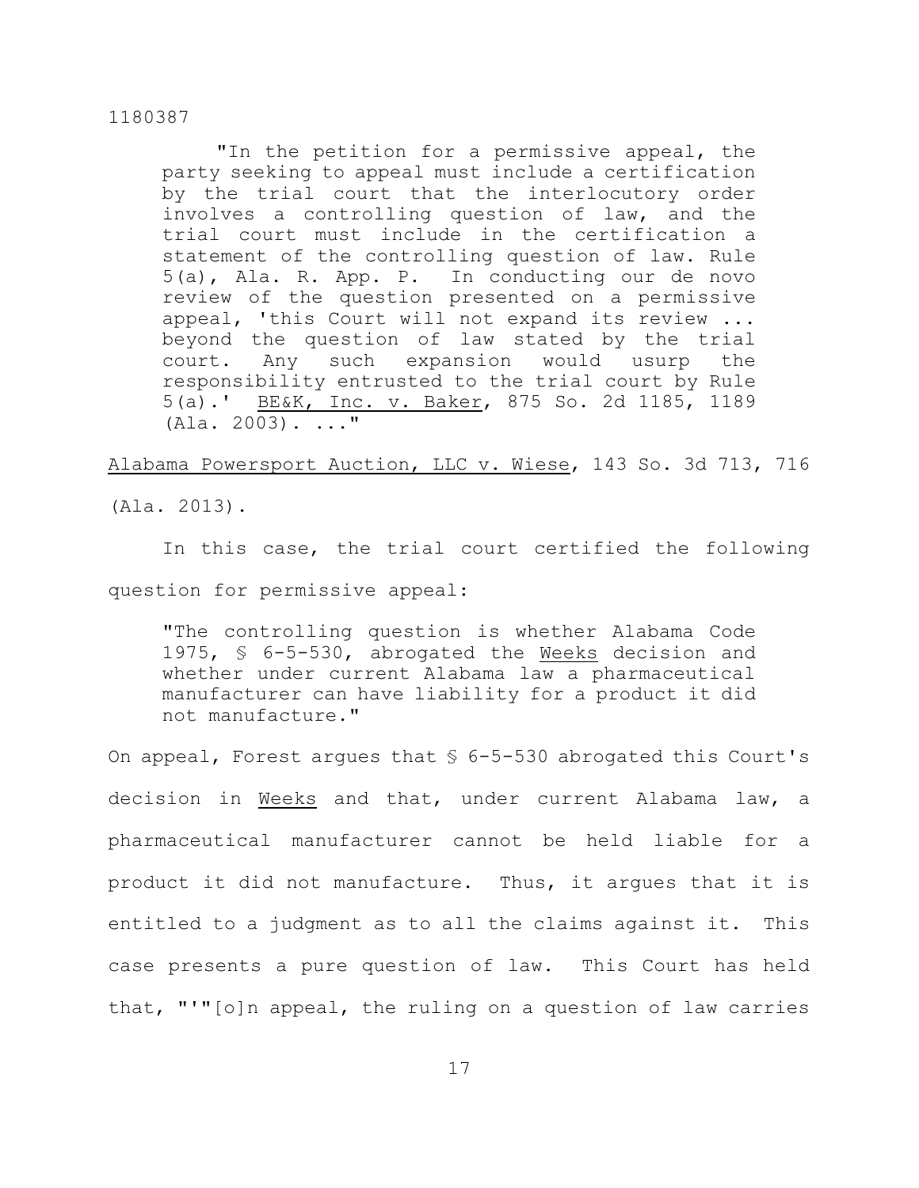> "In the petition for a permissive appeal, the party seeking to appeal must include a certification by the trial court that the interlocutory order involves a controlling question of law, and the trial court must include in the certification a statement of the controlling question of law. Rule 5(a), Ala. R. App. P. In conducting our de novo review of the question presented on a permissive appeal, 'this Court will not expand its review ... beyond the question of law stated by the trial court. Any such expansion would usurp the responsibility entrusted to the trial court by Rule 5(a).' BE&K, Inc. v. Baker, 875 So. 2d 1185, 1189 (Ala. 2003). ..."

Alabama Powersport Auction, LLC v. Wiese, 143 So. 3d 713, 716 (Ala. 2013).

In this case, the trial court certified the following question for permissive appeal:

> "The controlling question is whether Alabama Code 1975, § 6-5-530, abrogated the Weeks decision and whether under current Alabama law a pharmaceutical manufacturer can have liability for a product it did not manufacture."

On appeal, Forest argues that § 6-5-530 abrogated this Court's decision in Weeks and that, under current Alabama law, a pharmaceutical manufacturer cannot be held liable for a product it did not manufacture. Thus, it argues that it is entitled to a judgment as to all the claims against it. This case presents a pure question of law. This Court has held that, "'"[o]n appeal, the ruling on a question of law carries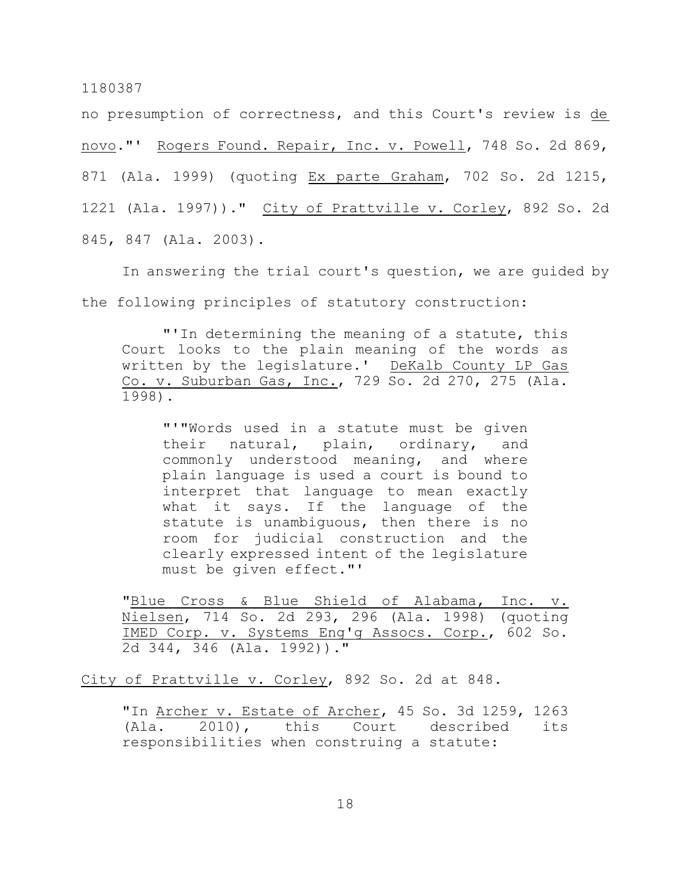no presumption of correctness, and this Court's review is _de novo_."' Rogers Found. Repair, Inc. v. Powell, 748 So. 2d 869, 871 (Ala. 1999) (quoting Ex parte Graham, 702 So. 2d 1215, 1221 (Ala. 1997))." City of Prattville v. Corley, 892 So. 2d 845, 847 (Ala. 2003).

In answering the trial court's question, we are guided by the following principles of statutory construction:

> "'In determining the meaning of a statute, this Court looks to the plain meaning of the words as written by the legislature.' DeKalb County LP Gas Co. v. Suburban Gas, Inc., 729 So. 2d 270, 275 (Ala. 1998).
>
> > "'"Words used in a statute must be given their natural, plain, ordinary, and commonly understood meaning, and where plain language is used a court is bound to interpret that language to mean exactly what it says. If the language of the statute is unambiguous, then there is no room for judicial construction and the clearly expressed intent of the legislature must be given effect."'
>
> "Blue Cross & Blue Shield of Alabama, Inc. v. Nielsen, 714 So. 2d 293, 296 (Ala. 1998) (quoting IMED Corp. v. Systems Eng'g Assocs. Corp., 602 So. 2d 344, 346 (Ala. 1992))."

City of Prattville v. Corley, 892 So. 2d at 848.

> "In Archer v. Estate of Archer, 45 So. 3d 1259, 1263 (Ala. 2010), this Court described its responsibilities when construing a statute: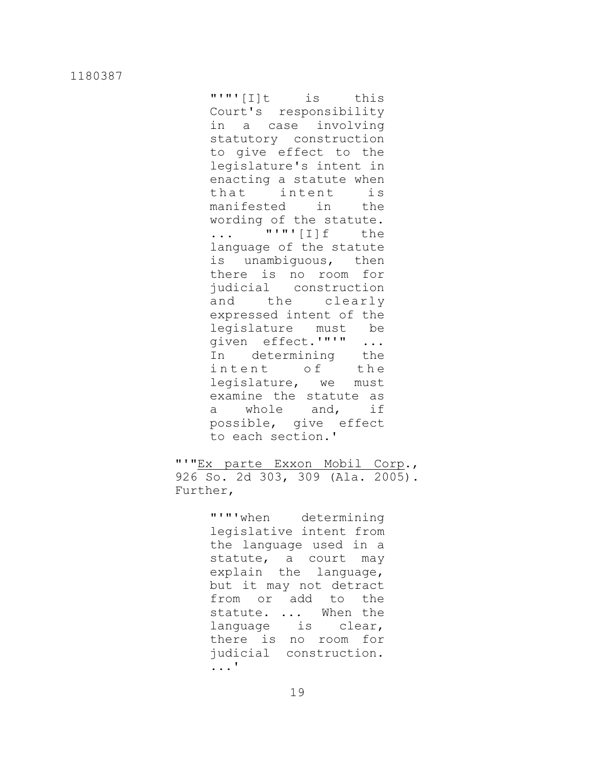> > "'"'[I]t is this Court's responsibility in a case involving statutory construction to give effect to the legislature's intent in enacting a statute when that intent is manifested in the wording of the statute. ... "'"'[I]f the language of the statute is unambiguous, then there is no room for judicial construction and the clearly expressed intent of the legislature must be given effect.'"'" ... In determining the intent of the legislature, we must examine the statute as a whole and, if possible, give effect to each section.'
>
> "'"Ex parte Exxon Mobil Corp., 926 So. 2d 303, 309 (Ala. 2005). Further,
>
> > "'"'when determining legislative intent from the language used in a statute, a court may explain the language, but it may not detract from or add to the statute. ... When the language is clear, there is no room for judicial construction. ...'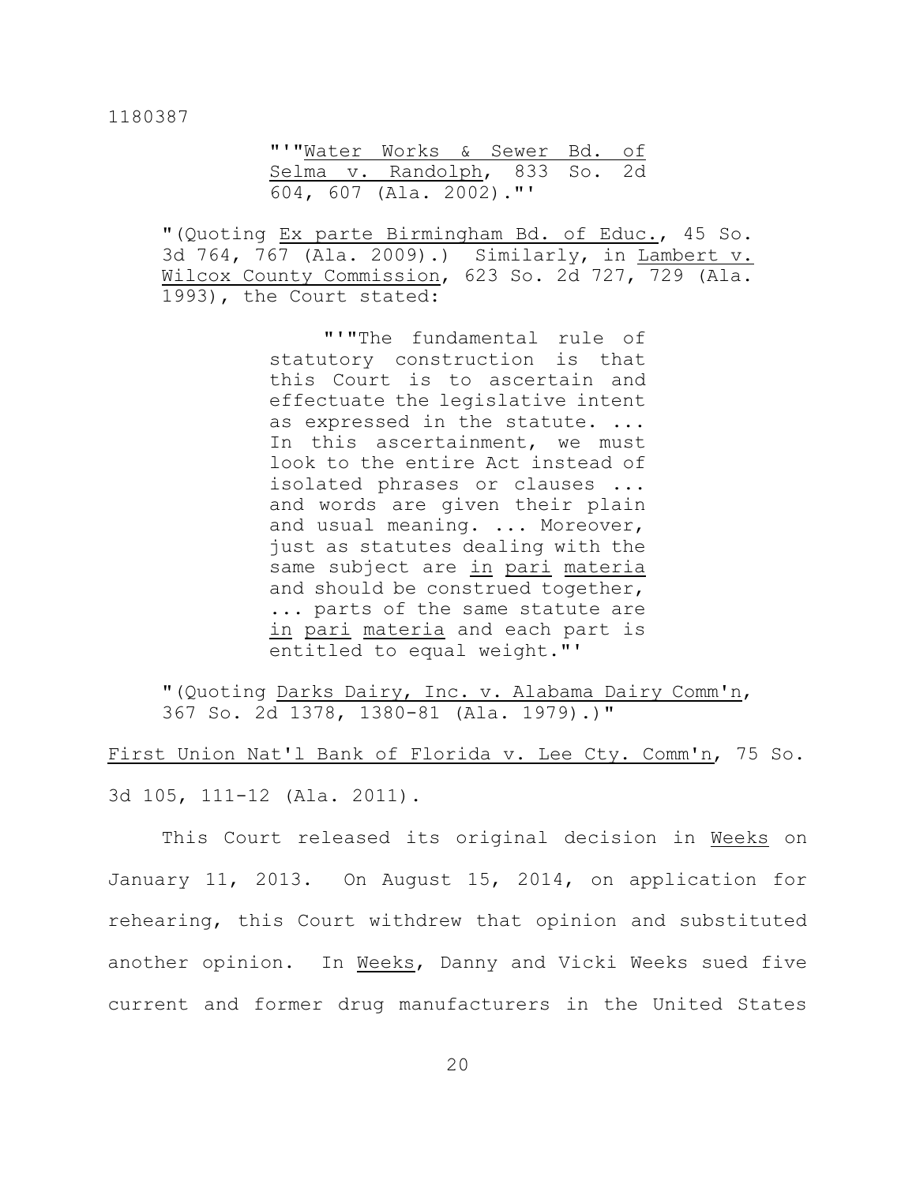> "'"Water Works & Sewer Bd. of Selma v. Randolph, 833 So. 2d 604, 607 (Ala. 2002)."'

"(Quoting Ex parte Birmingham Bd. of Educ., 45 So. 3d 764, 767 (Ala. 2009).) Similarly, in Lambert v. Wilcox County Commission, 623 So. 2d 727, 729 (Ala. 1993), the Court stated:

> "'"The fundamental rule of statutory construction is that this Court is to ascertain and effectuate the legislative intent as expressed in the statute. ... In this ascertainment, we must look to the entire Act instead of isolated phrases or clauses ... and words are given their plain and usual meaning. ... Moreover, just as statutes dealing with the same subject are in pari materia and should be construed together, ... parts of the same statute are in pari materia and each part is entitled to equal weight."'

"(Quoting Darks Dairy, Inc. v. Alabama Dairy Comm'n, 367 So. 2d 1378, 1380-81 (Ala. 1979).)"

First Union Nat'l Bank of Florida v. Lee Cty. Comm'n, 75 So. 3d 105, 111-12 (Ala. 2011).

This Court released its original decision in Weeks on January 11, 2013. On August 15, 2014, on application for rehearing, this Court withdrew that opinion and substituted another opinion. In Weeks, Danny and Vicki Weeks sued five current and former drug manufacturers in the United States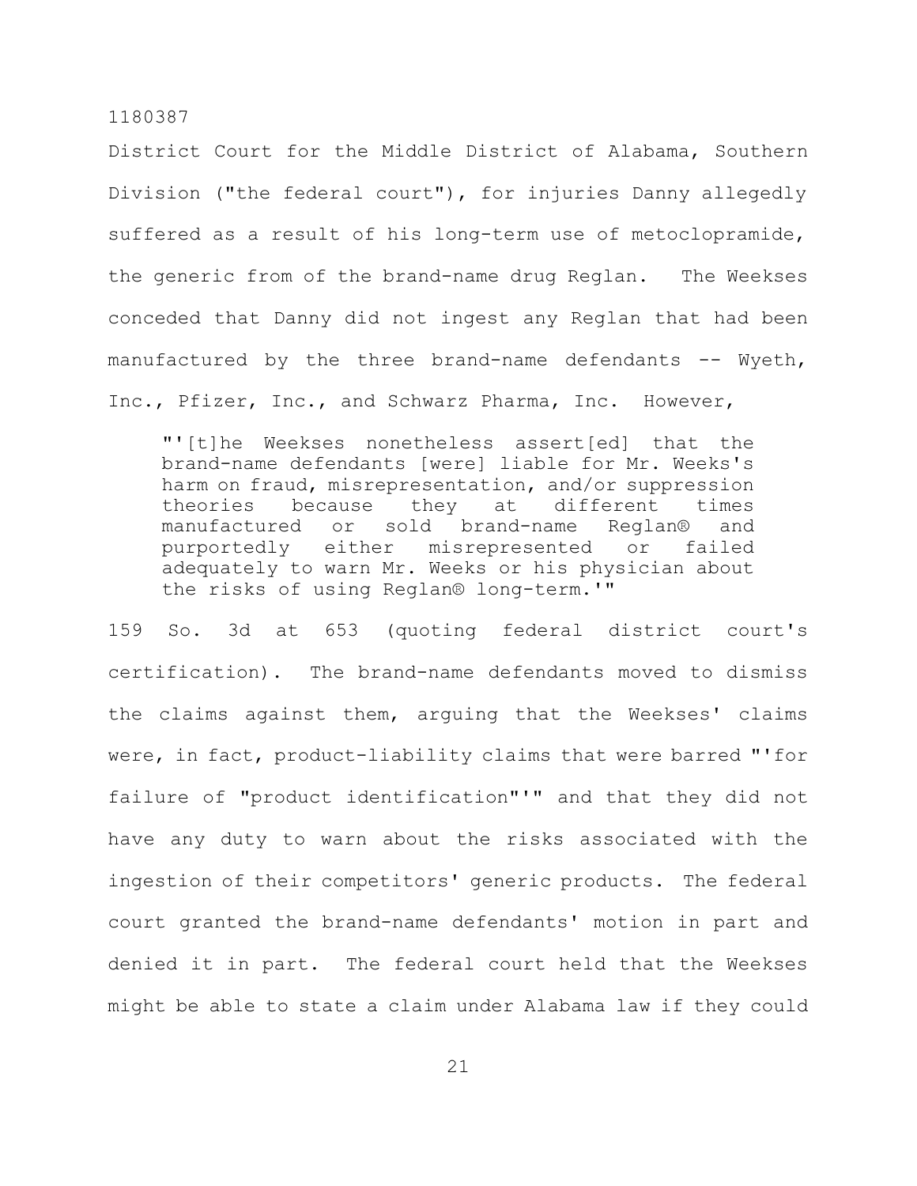District Court for the Middle District of Alabama, Southern Division ("the federal court"), for injuries Danny allegedly suffered as a result of his long-term use of metoclopramide, the generic from of the brand-name drug Reglan. The Weekses conceded that Danny did not ingest any Reglan that had been manufactured by the three brand-name defendants -- Wyeth, Inc., Pfizer, Inc., and Schwarz Pharma, Inc. However,

> "'[t]he Weekses nonetheless assert[ed] that the brand-name defendants [were] liable for Mr. Weeks's harm on fraud, misrepresentation, and/or suppression theories because they at different times manufactured or sold brand-name Reglan® and purportedly either misrepresented or failed adequately to warn Mr. Weeks or his physician about the risks of using Reglan® long-term.'"

159 So. 3d at 653 (quoting federal district court's certification). The brand-name defendants moved to dismiss the claims against them, arguing that the Weekses' claims were, in fact, product-liability claims that were barred "'for failure of "product identification"'" and that they did not have any duty to warn about the risks associated with the ingestion of their competitors' generic products. The federal court granted the brand-name defendants' motion in part and denied it in part. The federal court held that the Weekses might be able to state a claim under Alabama law if they could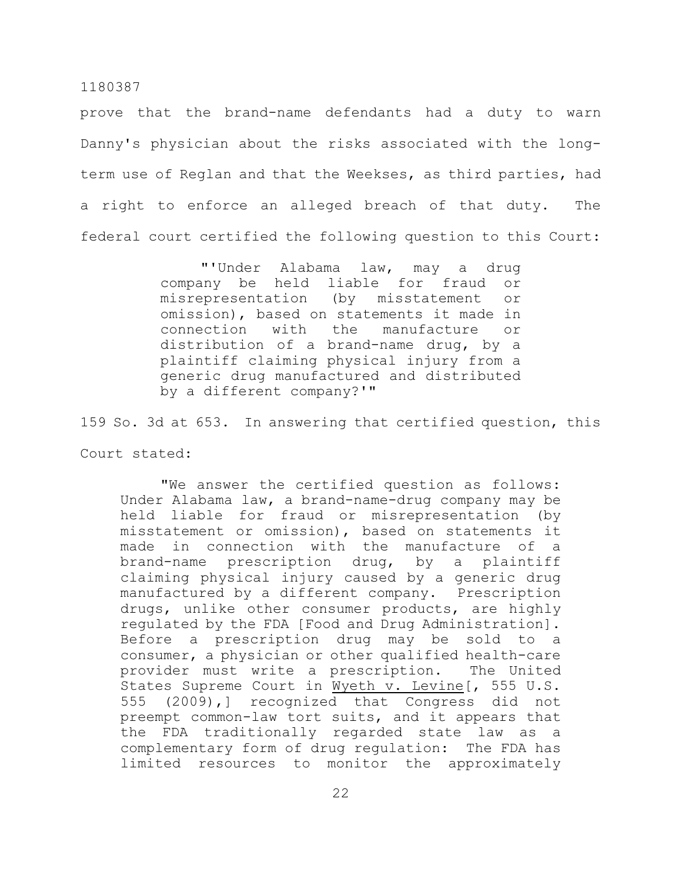prove that the brand-name defendants had a duty to warn Danny's physician about the risks associated with the long-term use of Reglan and that the Weekses, as third parties, had a right to enforce an alleged breach of that duty. The federal court certified the following question to this Court:

> "'Under Alabama law, may a drug company be held liable for fraud or misrepresentation (by misstatement or omission), based on statements it made in connection with the manufacture or distribution of a brand-name drug, by a plaintiff claiming physical injury from a generic drug manufactured and distributed by a different company?'"

159 So. 3d at 653. In answering that certified question, this Court stated:

> "We answer the certified question as follows: Under Alabama law, a brand-name-drug company may be held liable for fraud or misrepresentation (by misstatement or omission), based on statements it made in connection with the manufacture of a brand-name prescription drug, by a plaintiff claiming physical injury caused by a generic drug manufactured by a different company. Prescription drugs, unlike other consumer products, are highly regulated by the FDA [Food and Drug Administration]. Before a prescription drug may be sold to a consumer, a physician or other qualified health-care provider must write a prescription. The United States Supreme Court in <u>Wyeth v. Levine</u>[, 555 U.S. 555 (2009),] recognized that Congress did not preempt common-law tort suits, and it appears that the FDA traditionally regarded state law as a complementary form of drug regulation: The FDA has limited resources to monitor the approximately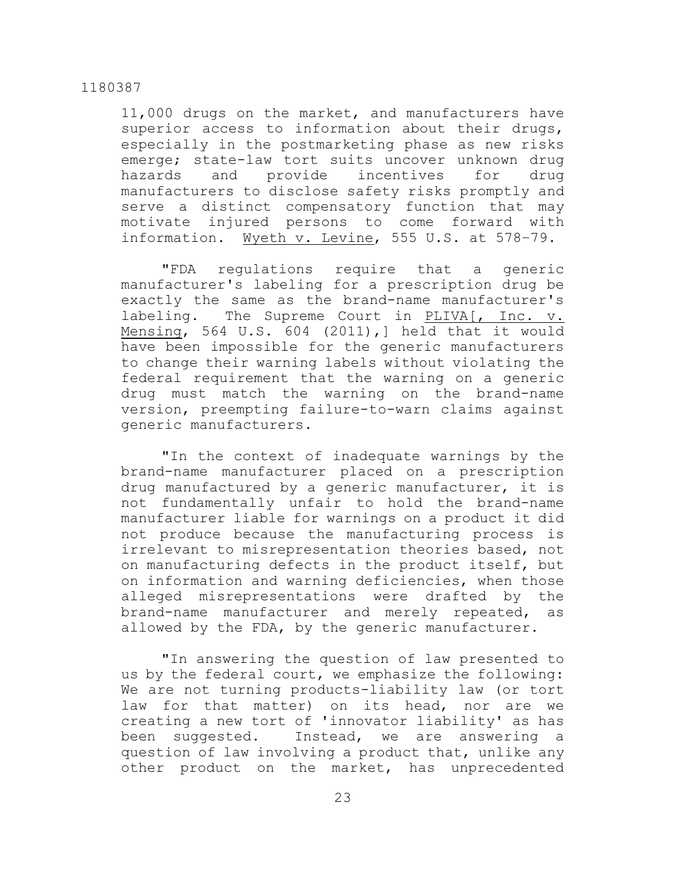11,000 drugs on the market, and manufacturers have superior access to information about their drugs, especially in the postmarketing phase as new risks emerge; state-law tort suits uncover unknown drug hazards and provide incentives for drug manufacturers to disclose safety risks promptly and serve a distinct compensatory function that may motivate injured persons to come forward with information. Wyeth v. Levine, 555 U.S. at 578–79.

"FDA regulations require that a generic manufacturer's labeling for a prescription drug be exactly the same as the brand-name manufacturer's labeling. The Supreme Court in PLIVA[, Inc. v. Mensing, 564 U.S. 604 (2011),] held that it would have been impossible for the generic manufacturers to change their warning labels without violating the federal requirement that the warning on a generic drug must match the warning on the brand-name version, preempting failure-to-warn claims against generic manufacturers.

"In the context of inadequate warnings by the brand-name manufacturer placed on a prescription drug manufactured by a generic manufacturer, it is not fundamentally unfair to hold the brand-name manufacturer liable for warnings on a product it did not produce because the manufacturing process is irrelevant to misrepresentation theories based, not on manufacturing defects in the product itself, but on information and warning deficiencies, when those alleged misrepresentations were drafted by the brand-name manufacturer and merely repeated, as allowed by the FDA, by the generic manufacturer.

"In answering the question of law presented to us by the federal court, we emphasize the following: We are not turning products-liability law (or tort law for that matter) on its head, nor are we creating a new tort of 'innovator liability' as has been suggested. Instead, we are answering a question of law involving a product that, unlike any other product on the market, has unprecedented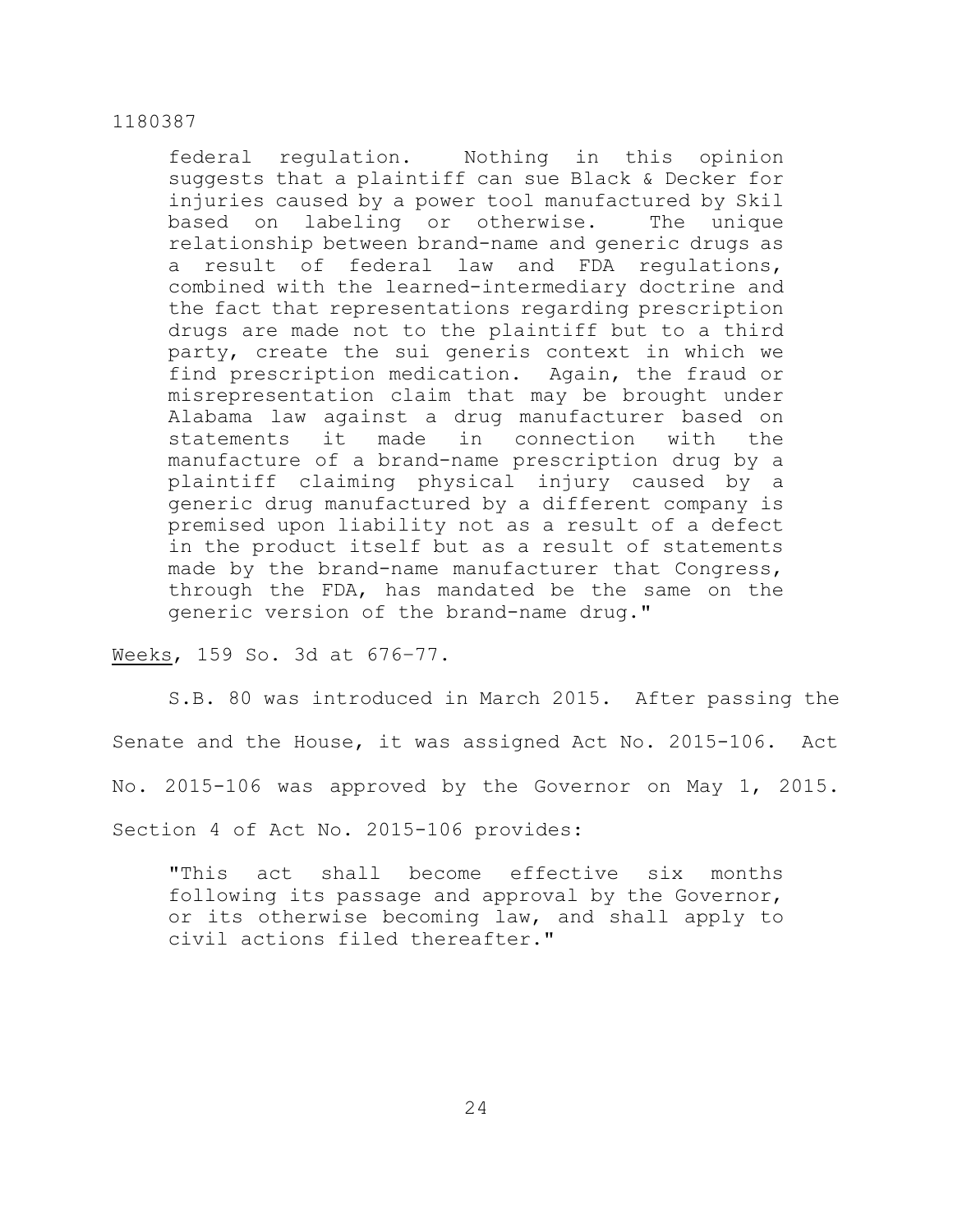federal regulation. Nothing in this opinion suggests that a plaintiff can sue Black & Decker for injuries caused by a power tool manufactured by Skil based on labeling or otherwise. The unique relationship between brand-name and generic drugs as a result of federal law and FDA regulations, combined with the learned-intermediary doctrine and the fact that representations regarding prescription drugs are made not to the plaintiff but to a third party, create the sui generis context in which we find prescription medication. Again, the fraud or misrepresentation claim that may be brought under Alabama law against a drug manufacturer based on statements it made in connection with the manufacture of a brand-name prescription drug by a plaintiff claiming physical injury caused by a generic drug manufactured by a different company is premised upon liability not as a result of a defect in the product itself but as a result of statements made by the brand-name manufacturer that Congress, through the FDA, has mandated be the same on the generic version of the brand-name drug."

Weeks, 159 So. 3d at 676–77.

S.B. 80 was introduced in March 2015. After passing the Senate and the House, it was assigned Act No. 2015-106. Act No. 2015-106 was approved by the Governor on May 1, 2015. Section 4 of Act No. 2015-106 provides:

> "This act shall become effective six months following its passage and approval by the Governor, or its otherwise becoming law, and shall apply to civil actions filed thereafter."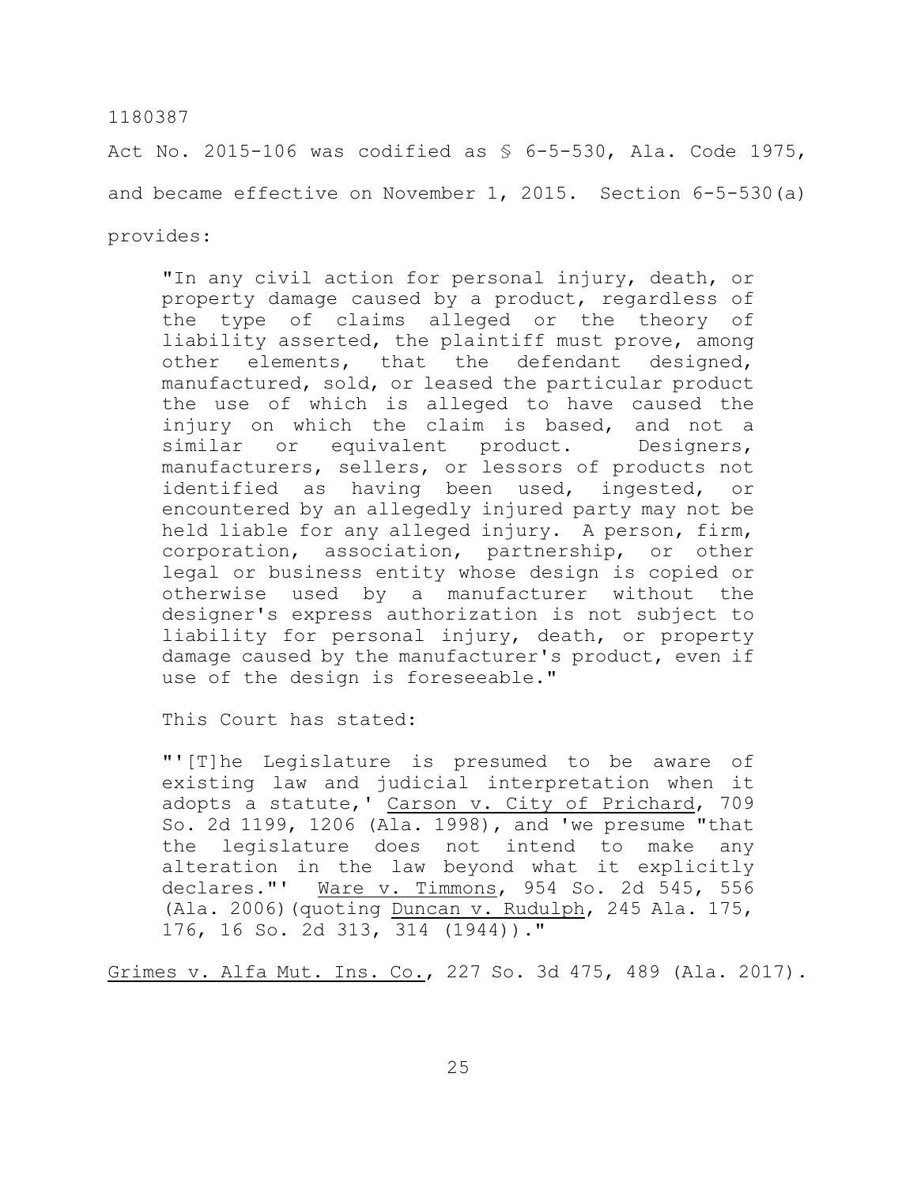Act No. 2015-106 was codified as § 6-5-530, Ala. Code 1975, and became effective on November 1, 2015. Section 6-5-530(a) provides:

> "In any civil action for personal injury, death, or property damage caused by a product, regardless of the type of claims alleged or the theory of liability asserted, the plaintiff must prove, among other elements, that the defendant designed, manufactured, sold, or leased the particular product the use of which is alleged to have caused the injury on which the claim is based, and not a similar or equivalent product. Designers, manufacturers, sellers, or lessors of products not identified as having been used, ingested, or encountered by an allegedly injured party may not be held liable for any alleged injury. A person, firm, corporation, association, partnership, or other legal or business entity whose design is copied or otherwise used by a manufacturer without the designer's express authorization is not subject to liability for personal injury, death, or property damage caused by the manufacturer's product, even if use of the design is foreseeable."

This Court has stated:

> "'[T]he Legislature is presumed to be aware of existing law and judicial interpretation when it adopts a statute,' Carson v. City of Prichard, 709 So. 2d 1199, 1206 (Ala. 1998), and 'we presume "that the legislature does not intend to make any alteration in the law beyond what it explicitly declares."' Ware v. Timmons, 954 So. 2d 545, 556 (Ala. 2006)(quoting Duncan v. Rudulph, 245 Ala. 175, 176, 16 So. 2d 313, 314 (1944))."

Grimes v. Alfa Mut. Ins. Co., 227 So. 3d 475, 489 (Ala. 2017).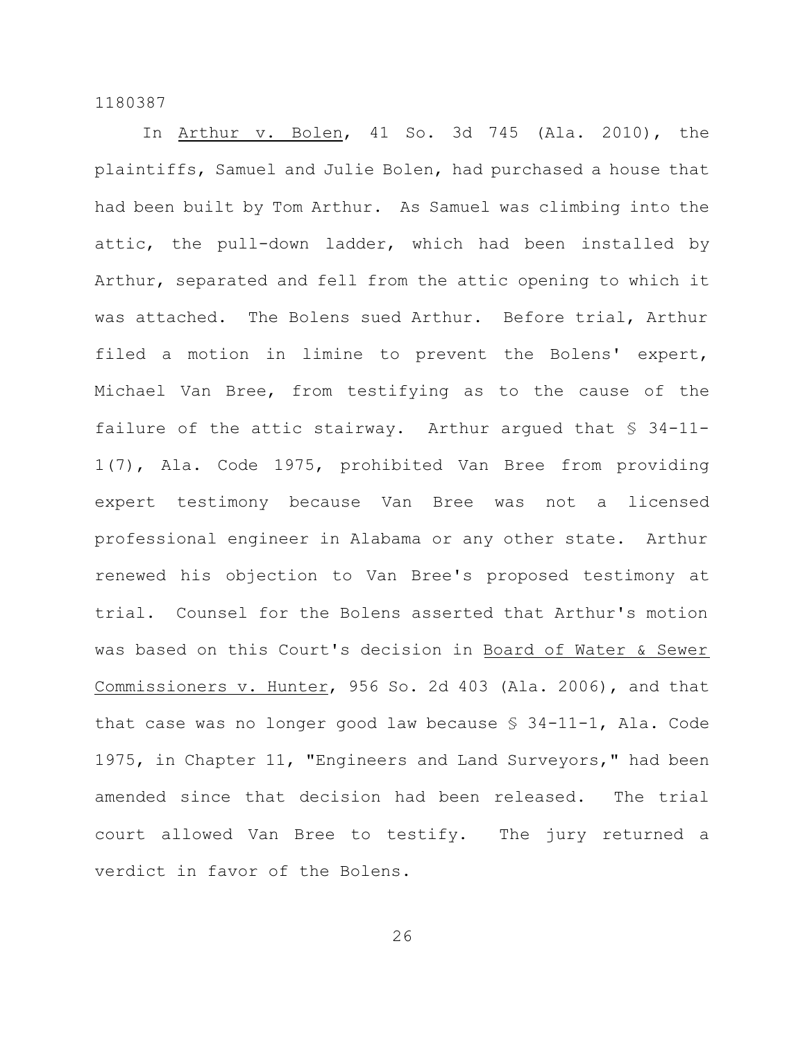In _Arthur v. Bolen_, 41 So. 3d 745 (Ala. 2010), the plaintiffs, Samuel and Julie Bolen, had purchased a house that had been built by Tom Arthur. As Samuel was climbing into the attic, the pull-down ladder, which had been installed by Arthur, separated and fell from the attic opening to which it was attached. The Bolens sued Arthur. Before trial, Arthur filed a motion in limine to prevent the Bolens' expert, Michael Van Bree, from testifying as to the cause of the failure of the attic stairway. Arthur argued that § 34-11-1(7), Ala. Code 1975, prohibited Van Bree from providing expert testimony because Van Bree was not a licensed professional engineer in Alabama or any other state. Arthur renewed his objection to Van Bree's proposed testimony at trial. Counsel for the Bolens asserted that Arthur's motion was based on this Court's decision in _Board of Water & Sewer Commissioners v. Hunter_, 956 So. 2d 403 (Ala. 2006), and that that case was no longer good law because § 34-11-1, Ala. Code 1975, in Chapter 11, "Engineers and Land Surveyors," had been amended since that decision had been released. The trial court allowed Van Bree to testify. The jury returned a verdict in favor of the Bolens.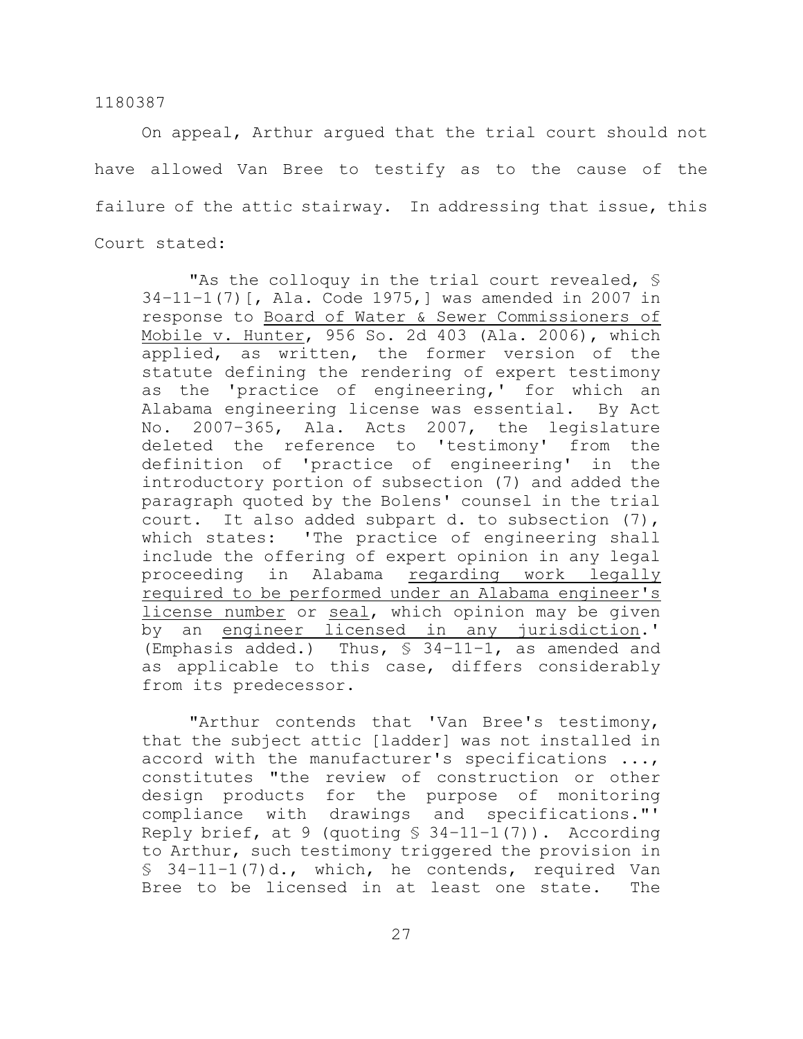On appeal, Arthur argued that the trial court should not have allowed Van Bree to testify as to the cause of the failure of the attic stairway. In addressing that issue, this Court stated:

> "As the colloquy in the trial court revealed, § 34-11-1(7)[, Ala. Code 1975,] was amended in 2007 in response to Board of Water & Sewer Commissioners of Mobile v. Hunter, 956 So. 2d 403 (Ala. 2006), which applied, as written, the former version of the statute defining the rendering of expert testimony as the 'practice of engineering,' for which an Alabama engineering license was essential. By Act No. 2007-365, Ala. Acts 2007, the legislature deleted the reference to 'testimony' from the definition of 'practice of engineering' in the introductory portion of subsection (7) and added the paragraph quoted by the Bolens' counsel in the trial court. It also added subpart d. to subsection (7), which states: 'The practice of engineering shall include the offering of expert opinion in any legal proceeding in Alabama regarding work legally required to be performed under an Alabama engineer's license number or seal, which opinion may be given by an engineer licensed in any jurisdiction.' (Emphasis added.) Thus, § 34-11-1, as amended and as applicable to this case, differs considerably from its predecessor.
>
> "Arthur contends that 'Van Bree's testimony, that the subject attic [ladder] was not installed in accord with the manufacturer's specifications ..., constitutes "the review of construction or other design products for the purpose of monitoring compliance with drawings and specifications."' Reply brief, at 9 (quoting § 34-11-1(7)). According to Arthur, such testimony triggered the provision in § 34-11-1(7)d., which, he contends, required Van Bree to be licensed in at least one state. The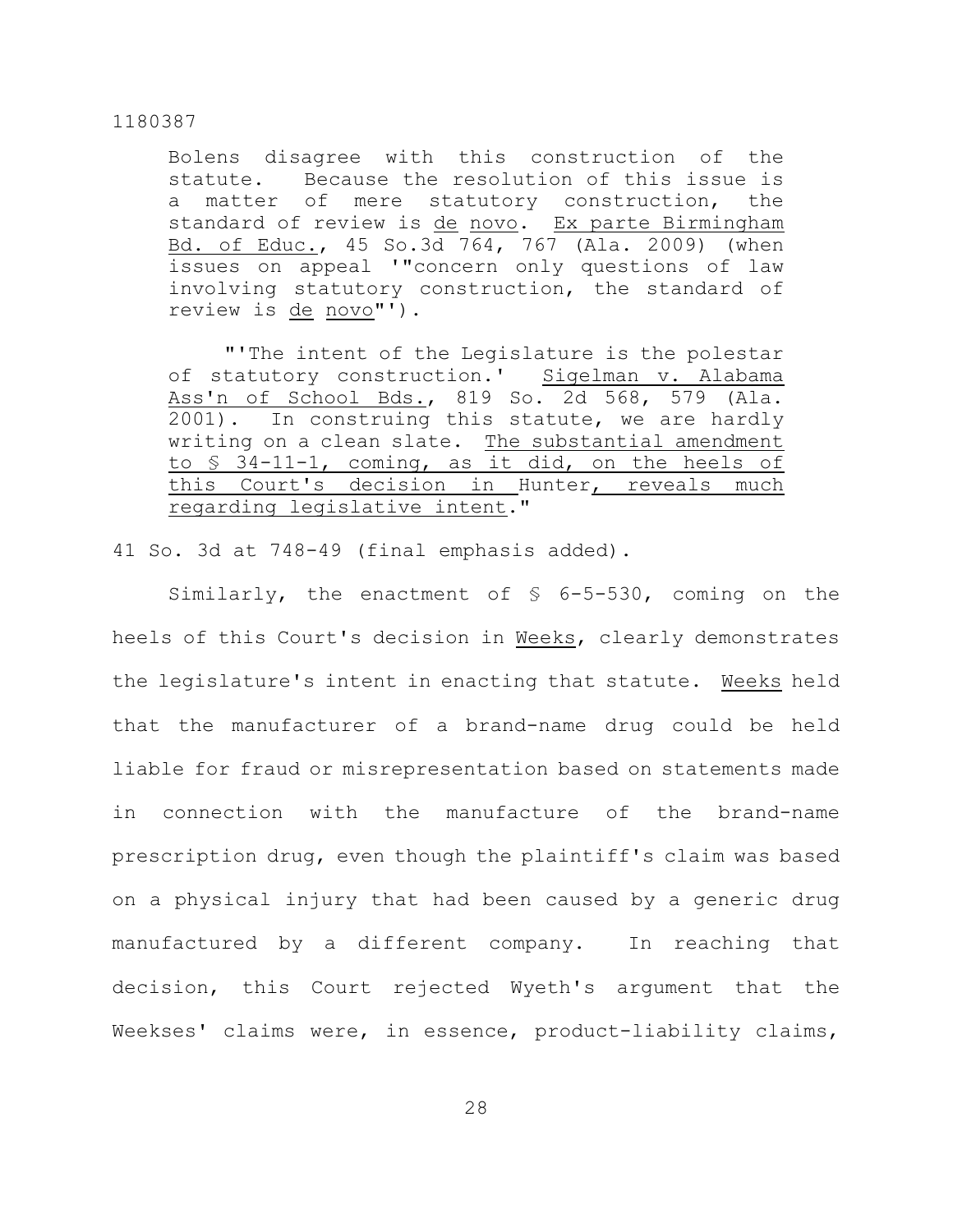> Bolens disagree with this construction of the statute. Because the resolution of this issue is a matter of mere statutory construction, the standard of review is de novo. Ex parte Birmingham Bd. of Educ., 45 So.3d 764, 767 (Ala. 2009) (when issues on appeal '"concern only questions of law involving statutory construction, the standard of review is de novo"').
>
> "'The intent of the Legislature is the polestar of statutory construction.' Sigelman v. Alabama Ass'n of School Bds., 819 So. 2d 568, 579 (Ala. 2001). In construing this statute, we are hardly writing on a clean slate. The substantial amendment to § 34-11-1, coming, as it did, on the heels of this Court's decision in Hunter, reveals much regarding legislative intent."

41 So. 3d at 748-49 (final emphasis added).

Similarly, the enactment of § 6-5-530, coming on the heels of this Court's decision in Weeks, clearly demonstrates the legislature's intent in enacting that statute. Weeks held that the manufacturer of a brand-name drug could be held liable for fraud or misrepresentation based on statements made in connection with the manufacture of the brand-name prescription drug, even though the plaintiff's claim was based on a physical injury that had been caused by a generic drug manufactured by a different company. In reaching that decision, this Court rejected Wyeth's argument that the Weekses' claims were, in essence, product-liability claims,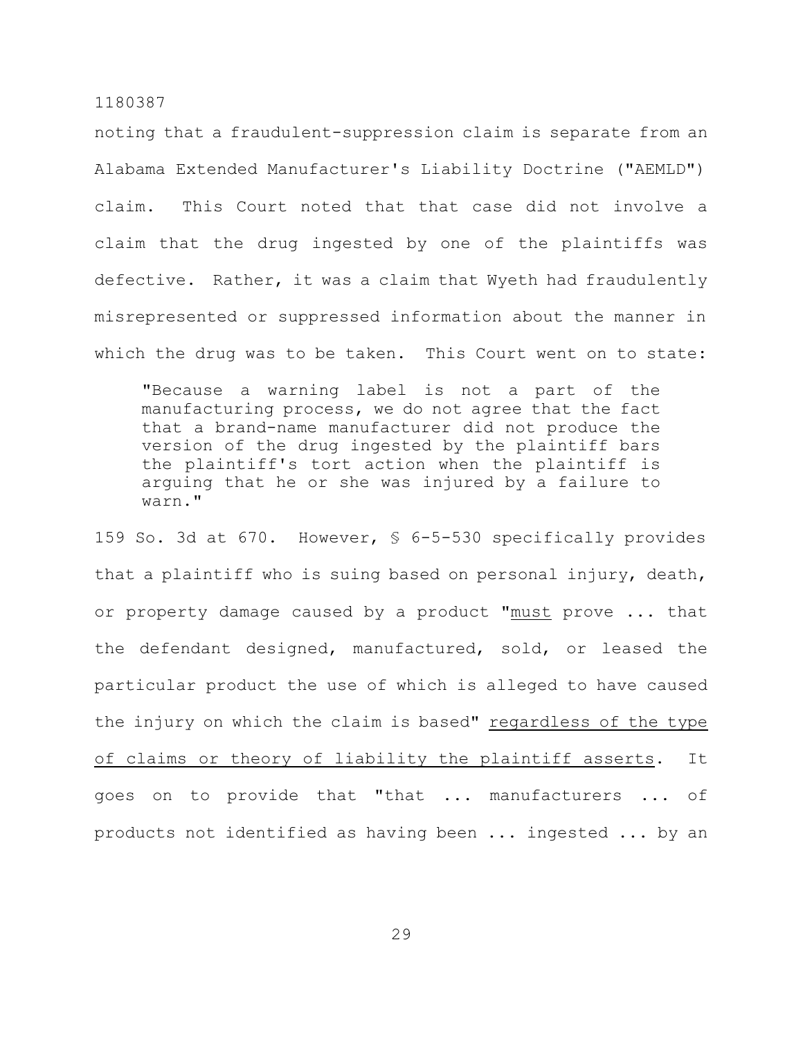noting that a fraudulent-suppression claim is separate from an Alabama Extended Manufacturer's Liability Doctrine ("AEMLD") claim. This Court noted that that case did not involve a claim that the drug ingested by one of the plaintiffs was defective. Rather, it was a claim that Wyeth had fraudulently misrepresented or suppressed information about the manner in which the drug was to be taken. This Court went on to state:

> "Because a warning label is not a part of the manufacturing process, we do not agree that the fact that a brand-name manufacturer did not produce the version of the drug ingested by the plaintiff bars the plaintiff's tort action when the plaintiff is arguing that he or she was injured by a failure to warn."

159 So. 3d at 670. However, § 6-5-530 specifically provides that a plaintiff who is suing based on personal injury, death, or property damage caused by a product "<u>must</u> prove ... that the defendant designed, manufactured, sold, or leased the particular product the use of which is alleged to have caused the injury on which the claim is based" <u>regardless of the type of claims or theory of liability the plaintiff asserts</u>. It goes on to provide that "that ... manufacturers ... of products not identified as having been ... ingested ... by an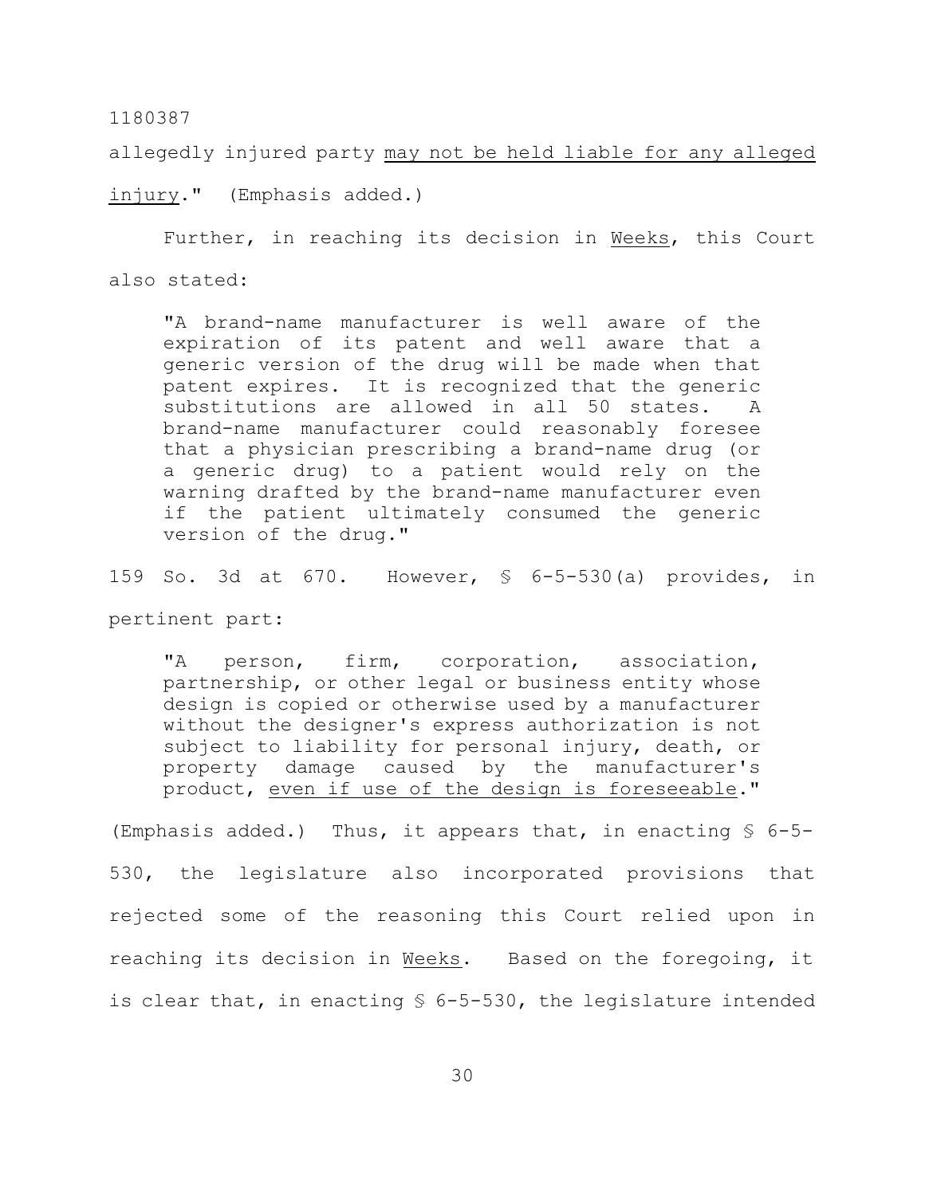allegedly injured party <u>may not be held liable for any alleged injury</u>." (Emphasis added.)

Further, in reaching its decision in <u>Weeks</u>, this Court also stated:

> "A brand-name manufacturer is well aware of the expiration of its patent and well aware that a generic version of the drug will be made when that patent expires. It is recognized that the generic substitutions are allowed in all 50 states. A brand-name manufacturer could reasonably foresee that a physician prescribing a brand-name drug (or a generic drug) to a patient would rely on the warning drafted by the brand-name manufacturer even if the patient ultimately consumed the generic version of the drug."

159 So. 3d at 670. However, § 6-5-530(a) provides, in pertinent part:

> "A person, firm, corporation, association, partnership, or other legal or business entity whose design is copied or otherwise used by a manufacturer without the designer's express authorization is not subject to liability for personal injury, death, or property damage caused by the manufacturer's product, <u>even if use of the design is foreseeable</u>."

(Emphasis added.) Thus, it appears that, in enacting § 6-5-530, the legislature also incorporated provisions that rejected some of the reasoning this Court relied upon in reaching its decision in <u>Weeks</u>. Based on the foregoing, it is clear that, in enacting § 6-5-530, the legislature intended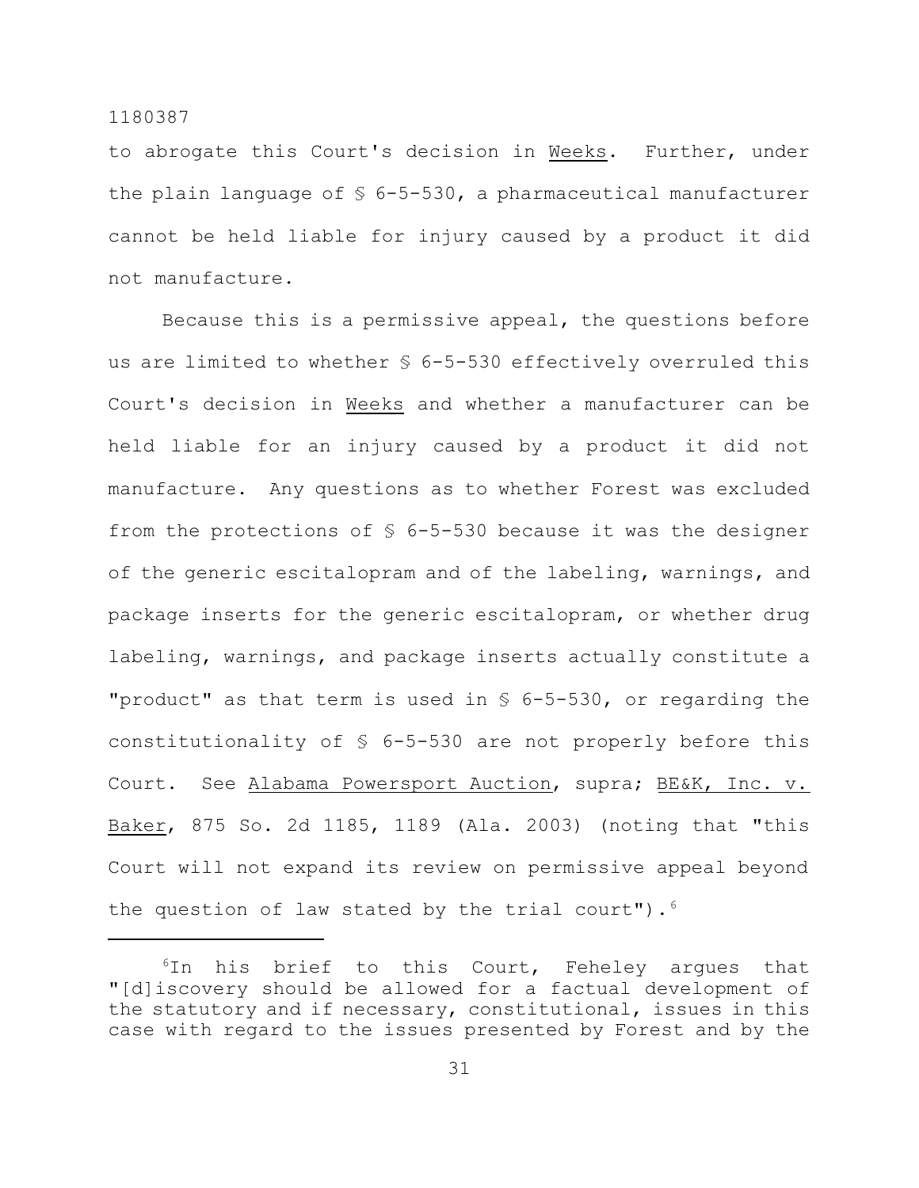to abrogate this Court's decision in Weeks. Further, under the plain language of § 6-5-530, a pharmaceutical manufacturer cannot be held liable for injury caused by a product it did not manufacture.

Because this is a permissive appeal, the questions before us are limited to whether § 6-5-530 effectively overruled this Court's decision in Weeks and whether a manufacturer can be held liable for an injury caused by a product it did not manufacture. Any questions as to whether Forest was excluded from the protections of § 6-5-530 because it was the designer of the generic escitalopram and of the labeling, warnings, and package inserts for the generic escitalopram, or whether drug labeling, warnings, and package inserts actually constitute a "product" as that term is used in § 6-5-530, or regarding the constitutionality of § 6-5-530 are not properly before this Court. See Alabama Powersport Auction, supra; BE&K, Inc. v. Baker, 875 So. 2d 1185, 1189 (Ala. 2003) (noting that "this Court will not expand its review on permissive appeal beyond the question of law stated by the trial court").[6]

---

[6]In his brief to this Court, Feheley argues that "[d]iscovery should be allowed for a factual development of the statutory and if necessary, constitutional, issues in this case with regard to the issues presented by Forest and by the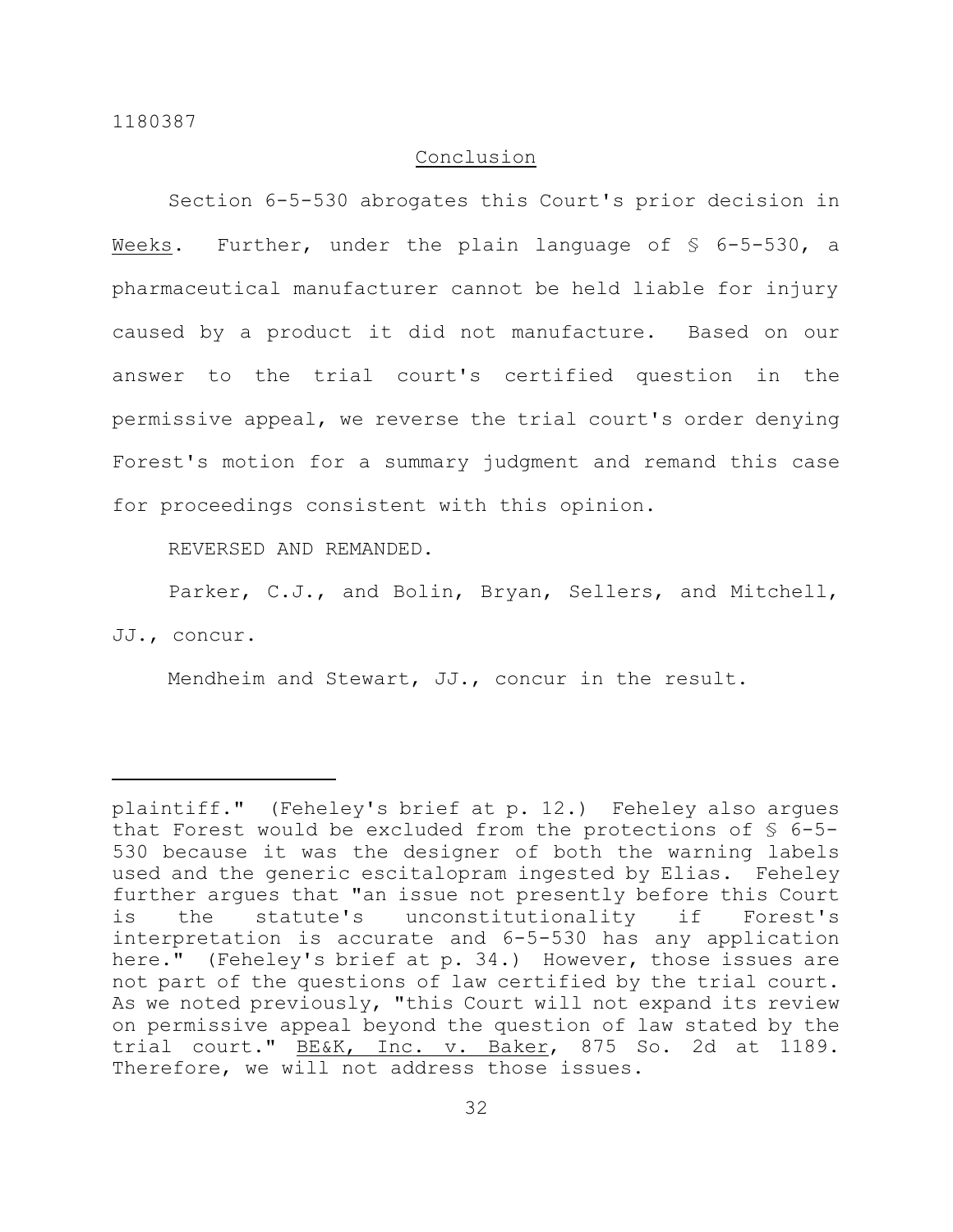## Conclusion

Section 6-5-530 abrogates this Court's prior decision in Weeks. Further, under the plain language of § 6-5-530, a pharmaceutical manufacturer cannot be held liable for injury caused by a product it did not manufacture. Based on our answer to the trial court's certified question in the permissive appeal, we reverse the trial court's order denying Forest's motion for a summary judgment and remand this case for proceedings consistent with this opinion.

REVERSED AND REMANDED.

Parker, C.J., and Bolin, Bryan, Sellers, and Mitchell, JJ., concur.

Mendheim and Stewart, JJ., concur in the result.

---

plaintiff." (Feheley's brief at p. 12.) Feheley also argues that Forest would be excluded from the protections of § 6-5-530 because it was the designer of both the warning labels used and the generic escitalopram ingested by Elias. Feheley further argues that "an issue not presently before this Court is the statute's unconstitutionality if Forest's interpretation is accurate and 6-5-530 has any application here." (Feheley's brief at p. 34.) However, those issues are not part of the questions of law certified by the trial court. As we noted previously, "this Court will not expand its review on permissive appeal beyond the question of law stated by the trial court." BE&K, Inc. v. Baker, 875 So. 2d at 1189. Therefore, we will not address those issues.